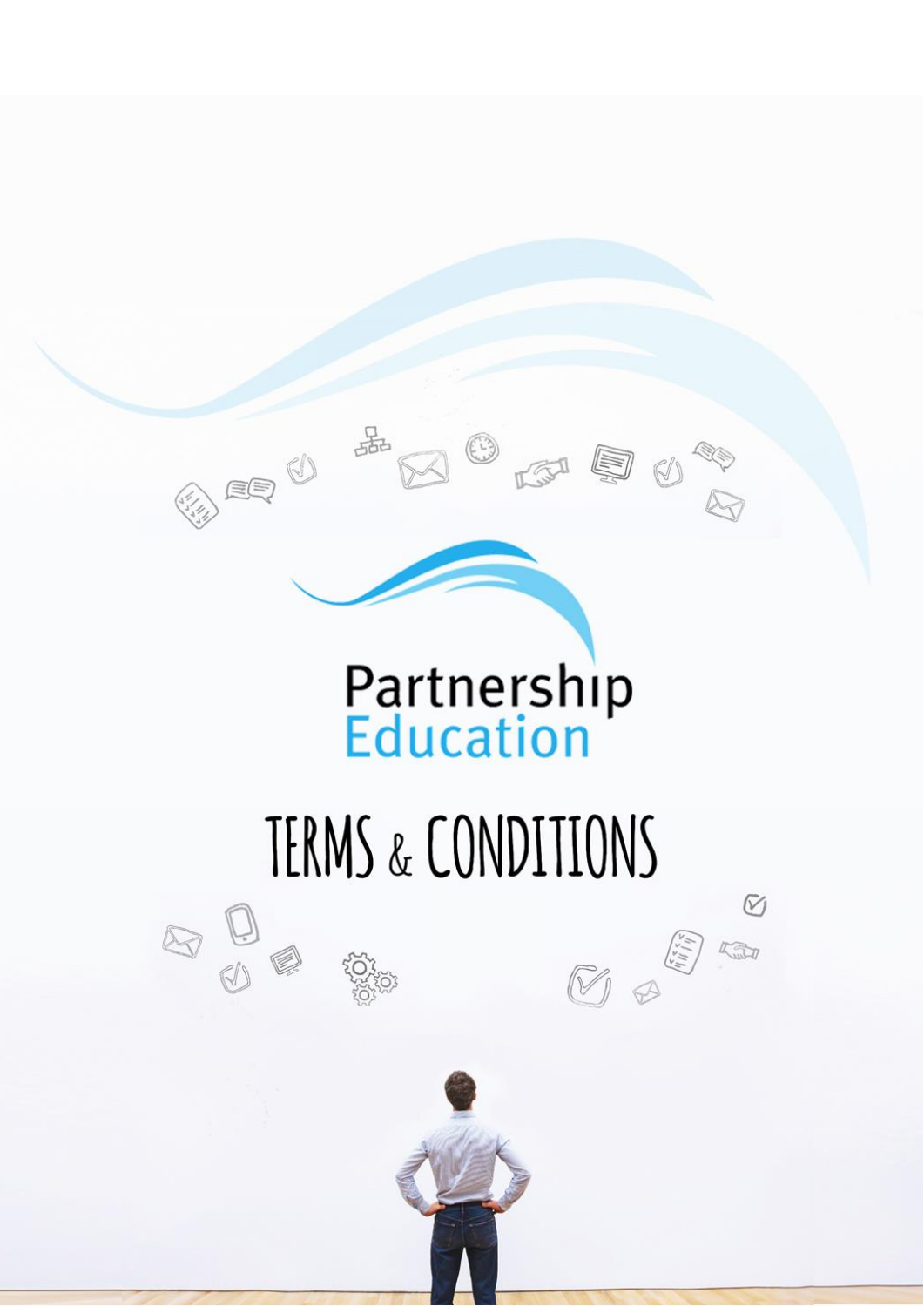Partnership Education

# TERMS & CONDITIONS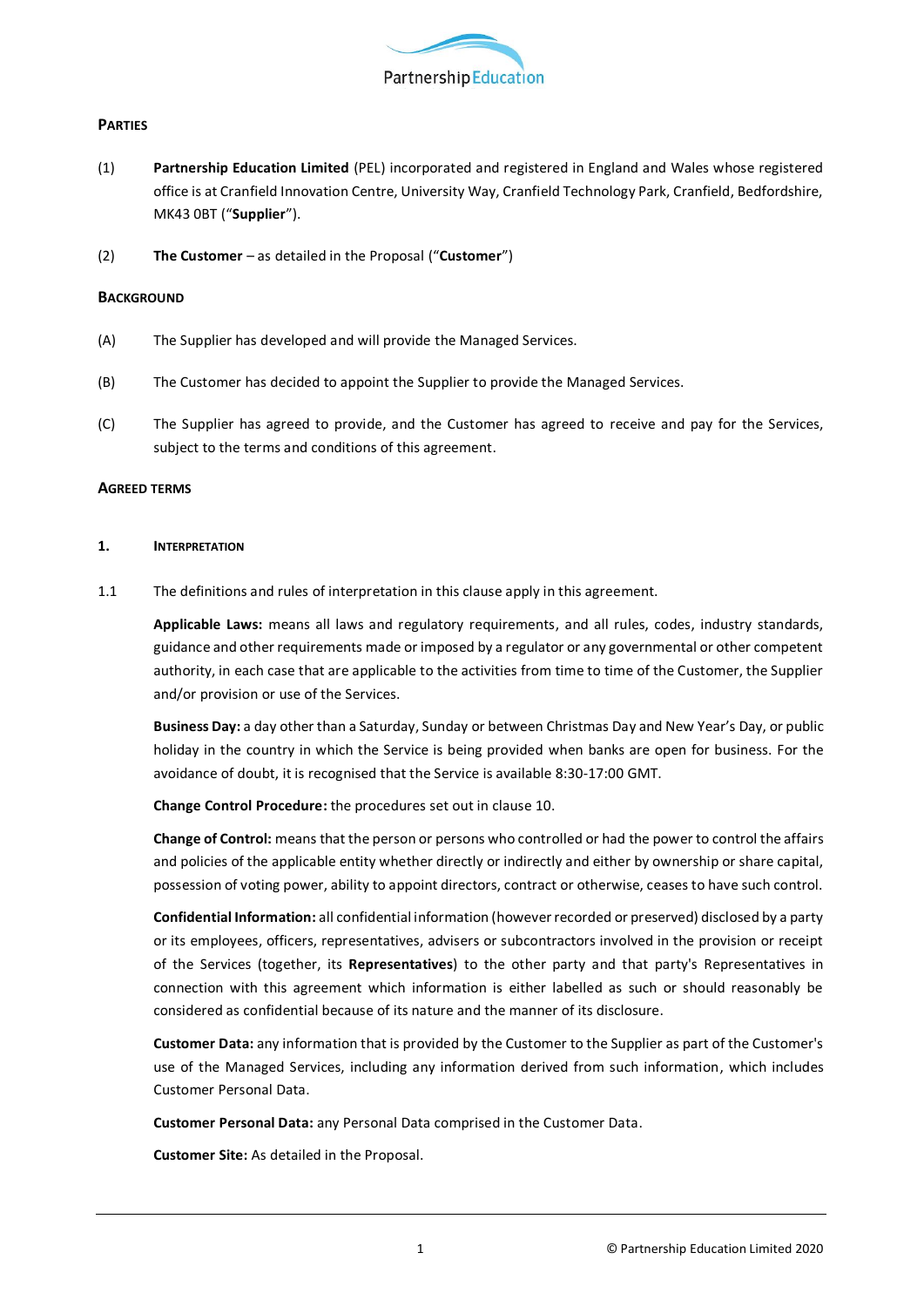## PARTIES

(1) **Partnership Education Limited** (PEL) incorporated and registered in England and Wales whose registered office is at Cranfield Innovation Centre, University Way, Cranfield Technology Park, Cranfield, Bedfordshire, MK43 0BT ("**Supplier**").

(2) **The Customer** – as detailed in the Proposal ("**Customer**")

## BACKGROUND

(A) The Supplier has developed and will provide the Managed Services.

(B) The Customer has decided to appoint the Supplier to provide the Managed Services.

(C) The Supplier has agreed to provide, and the Customer has agreed to receive and pay for the Services, subject to the terms and conditions of this agreement.

## AGREED TERMS

### 1. INTERPRETATION

1.1 The definitions and rules of interpretation in this clause apply in this agreement.

**Applicable Laws:** means all laws and regulatory requirements, and all rules, codes, industry standards, guidance and other requirements made or imposed by a regulator or any governmental or other competent authority, in each case that are applicable to the activities from time to time of the Customer, the Supplier and/or provision or use of the Services.

**Business Day:** a day other than a Saturday, Sunday or between Christmas Day and New Year's Day, or public holiday in the country in which the Service is being provided when banks are open for business. For the avoidance of doubt, it is recognised that the Service is available 8:30-17:00 GMT.

**Change Control Procedure:** the procedures set out in clause 10.

**Change of Control:** means that the person or persons who controlled or had the power to control the affairs and policies of the applicable entity whether directly or indirectly and either by ownership or share capital, possession of voting power, ability to appoint directors, contract or otherwise, ceases to have such control.

**Confidential Information:** all confidential information (however recorded or preserved) disclosed by a party or its employees, officers, representatives, advisers or subcontractors involved in the provision or receipt of the Services (together, its **Representatives**) to the other party and that party's Representatives in connection with this agreement which information is either labelled as such or should reasonably be considered as confidential because of its nature and the manner of its disclosure.

**Customer Data:** any information that is provided by the Customer to the Supplier as part of the Customer's use of the Managed Services, including any information derived from such information, which includes Customer Personal Data.

**Customer Personal Data:** any Personal Data comprised in the Customer Data.

**Customer Site:** As detailed in the Proposal.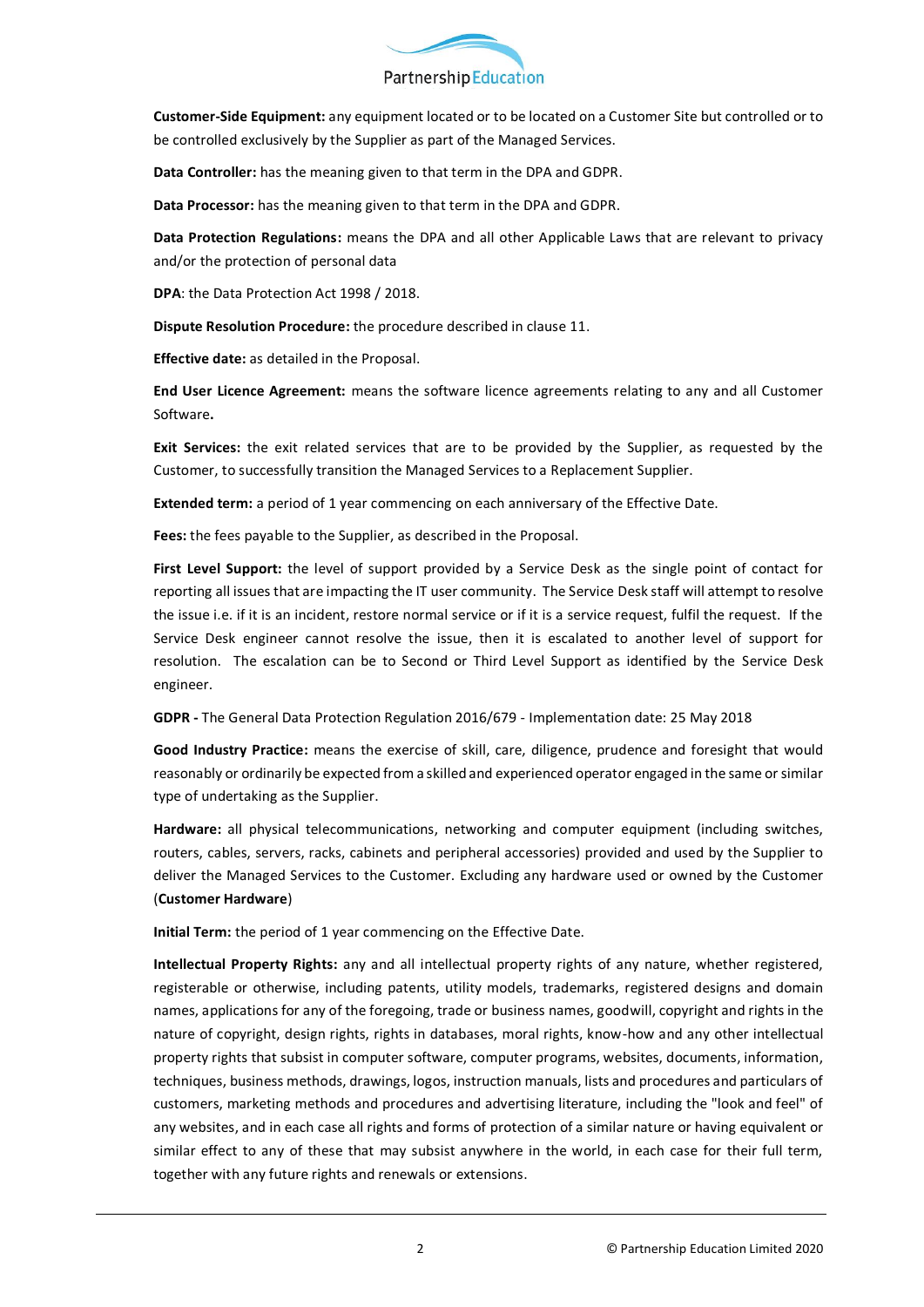**Customer-Side Equipment:** any equipment located or to be located on a Customer Site but controlled or to be controlled exclusively by the Supplier as part of the Managed Services.

**Data Controller:** has the meaning given to that term in the DPA and GDPR.

**Data Processor:** has the meaning given to that term in the DPA and GDPR.

**Data Protection Regulations:** means the DPA and all other Applicable Laws that are relevant to privacy and/or the protection of personal data

**DPA**: the Data Protection Act 1998 / 2018.

**Dispute Resolution Procedure:** the procedure described in clause 11.

**Effective date:** as detailed in the Proposal.

**End User Licence Agreement:** means the software licence agreements relating to any and all Customer Software**.**

**Exit Services:** the exit related services that are to be provided by the Supplier, as requested by the Customer, to successfully transition the Managed Services to a Replacement Supplier.

**Extended term:** a period of 1 year commencing on each anniversary of the Effective Date.

**Fees:** the fees payable to the Supplier, as described in the Proposal.

**First Level Support:** the level of support provided by a Service Desk as the single point of contact for reporting all issues that are impacting the IT user community. The Service Desk staff will attempt to resolve the issue i.e. if it is an incident, restore normal service or if it is a service request, fulfil the request. If the Service Desk engineer cannot resolve the issue, then it is escalated to another level of support for resolution. The escalation can be to Second or Third Level Support as identified by the Service Desk engineer.

**GDPR -** The General Data Protection Regulation 2016/679 - Implementation date: 25 May 2018

**Good Industry Practice:** means the exercise of skill, care, diligence, prudence and foresight that would reasonably or ordinarily be expected from a skilled and experienced operator engaged in the same or similar type of undertaking as the Supplier.

**Hardware:** all physical telecommunications, networking and computer equipment (including switches, routers, cables, servers, racks, cabinets and peripheral accessories) provided and used by the Supplier to deliver the Managed Services to the Customer. Excluding any hardware used or owned by the Customer (**Customer Hardware**)

**Initial Term:** the period of 1 year commencing on the Effective Date.

**Intellectual Property Rights:** any and all intellectual property rights of any nature, whether registered, registerable or otherwise, including patents, utility models, trademarks, registered designs and domain names, applications for any of the foregoing, trade or business names, goodwill, copyright and rights in the nature of copyright, design rights, rights in databases, moral rights, know-how and any other intellectual property rights that subsist in computer software, computer programs, websites, documents, information, techniques, business methods, drawings, logos, instruction manuals, lists and procedures and particulars of customers, marketing methods and procedures and advertising literature, including the "look and feel" of any websites, and in each case all rights and forms of protection of a similar nature or having equivalent or similar effect to any of these that may subsist anywhere in the world, in each case for their full term, together with any future rights and renewals or extensions.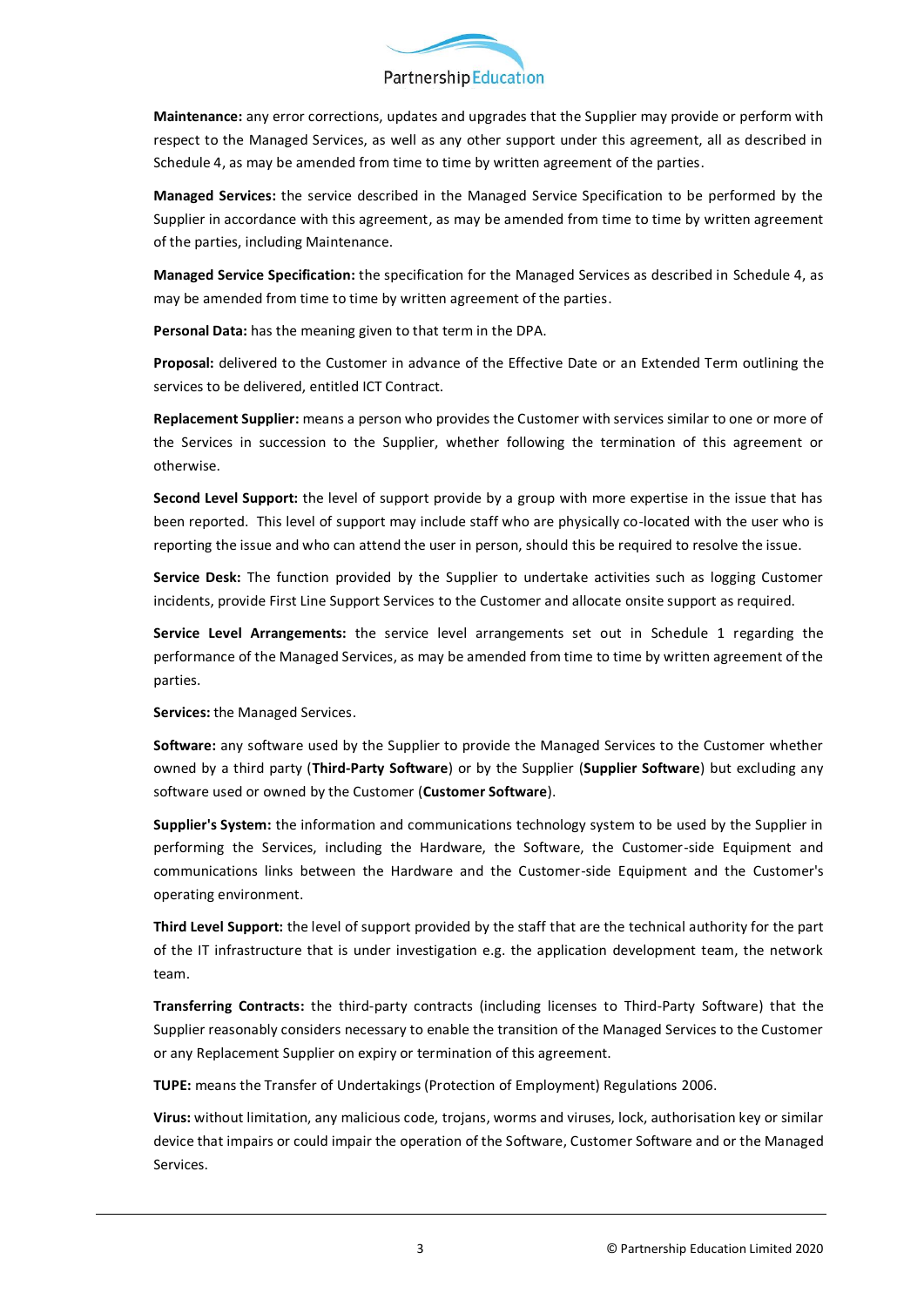**Maintenance:** any error corrections, updates and upgrades that the Supplier may provide or perform with respect to the Managed Services, as well as any other support under this agreement, all as described in Schedule 4, as may be amended from time to time by written agreement of the parties.

**Managed Services:** the service described in the Managed Service Specification to be performed by the Supplier in accordance with this agreement, as may be amended from time to time by written agreement of the parties, including Maintenance.

**Managed Service Specification:** the specification for the Managed Services as described in Schedule 4, as may be amended from time to time by written agreement of the parties.

**Personal Data:** has the meaning given to that term in the DPA.

**Proposal:** delivered to the Customer in advance of the Effective Date or an Extended Term outlining the services to be delivered, entitled ICT Contract.

**Replacement Supplier:** means a person who provides the Customer with services similar to one or more of the Services in succession to the Supplier, whether following the termination of this agreement or otherwise.

**Second Level Support:** the level of support provide by a group with more expertise in the issue that has been reported. This level of support may include staff who are physically co-located with the user who is reporting the issue and who can attend the user in person, should this be required to resolve the issue.

**Service Desk:** The function provided by the Supplier to undertake activities such as logging Customer incidents, provide First Line Support Services to the Customer and allocate onsite support as required.

**Service Level Arrangements:** the service level arrangements set out in Schedule 1 regarding the performance of the Managed Services, as may be amended from time to time by written agreement of the parties.

**Services:** the Managed Services.

**Software:** any software used by the Supplier to provide the Managed Services to the Customer whether owned by a third party (**Third-Party Software**) or by the Supplier (**Supplier Software**) but excluding any software used or owned by the Customer (**Customer Software**).

**Supplier's System:** the information and communications technology system to be used by the Supplier in performing the Services, including the Hardware, the Software, the Customer-side Equipment and communications links between the Hardware and the Customer-side Equipment and the Customer's operating environment.

**Third Level Support:** the level of support provided by the staff that are the technical authority for the part of the IT infrastructure that is under investigation e.g. the application development team, the network team.

**Transferring Contracts:** the third-party contracts (including licenses to Third-Party Software) that the Supplier reasonably considers necessary to enable the transition of the Managed Services to the Customer or any Replacement Supplier on expiry or termination of this agreement.

**TUPE:** means the Transfer of Undertakings (Protection of Employment) Regulations 2006.

**Virus:** without limitation, any malicious code, trojans, worms and viruses, lock, authorisation key or similar device that impairs or could impair the operation of the Software, Customer Software and or the Managed Services.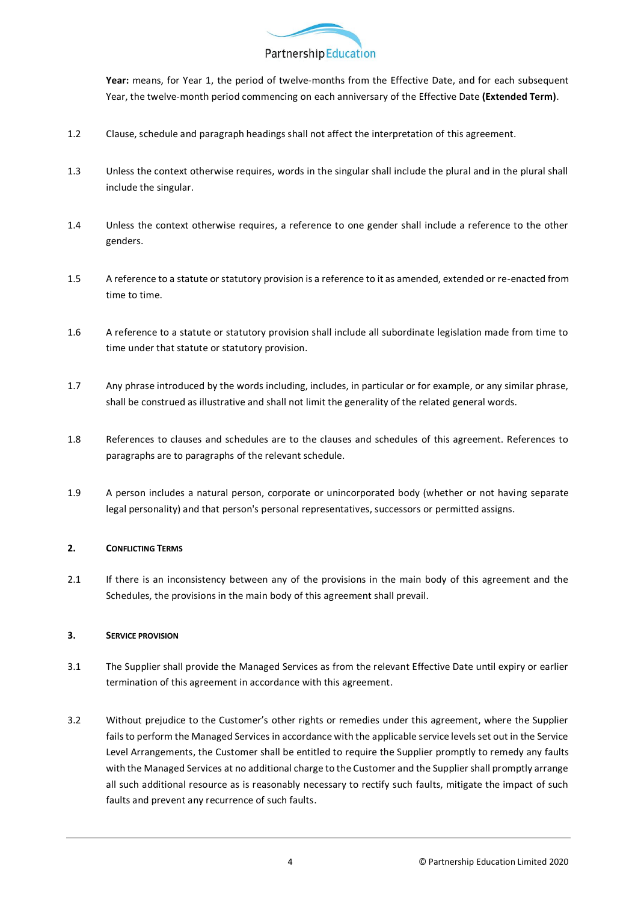**Year:** means, for Year 1, the period of twelve-months from the Effective Date, and for each subsequent Year, the twelve-month period commencing on each anniversary of the Effective Date **(Extended Term)**.

1.2 Clause, schedule and paragraph headings shall not affect the interpretation of this agreement.

1.3 Unless the context otherwise requires, words in the singular shall include the plural and in the plural shall include the singular.

1.4 Unless the context otherwise requires, a reference to one gender shall include a reference to the other genders.

1.5 A reference to a statute or statutory provision is a reference to it as amended, extended or re-enacted from time to time.

1.6 A reference to a statute or statutory provision shall include all subordinate legislation made from time to time under that statute or statutory provision.

1.7 Any phrase introduced by the words including, includes, in particular or for example, or any similar phrase, shall be construed as illustrative and shall not limit the generality of the related general words.

1.8 References to clauses and schedules are to the clauses and schedules of this agreement. References to paragraphs are to paragraphs of the relevant schedule.

1.9 A person includes a natural person, corporate or unincorporated body (whether or not having separate legal personality) and that person's personal representatives, successors or permitted assigns.

## 2. Conflicting Terms

2.1 If there is an inconsistency between any of the provisions in the main body of this agreement and the Schedules, the provisions in the main body of this agreement shall prevail.

## 3. Service Provision

3.1 The Supplier shall provide the Managed Services as from the relevant Effective Date until expiry or earlier termination of this agreement in accordance with this agreement.

3.2 Without prejudice to the Customer's other rights or remedies under this agreement, where the Supplier fails to perform the Managed Services in accordance with the applicable service levels set out in the Service Level Arrangements, the Customer shall be entitled to require the Supplier promptly to remedy any faults with the Managed Services at no additional charge to the Customer and the Supplier shall promptly arrange all such additional resource as is reasonably necessary to rectify such faults, mitigate the impact of such faults and prevent any recurrence of such faults.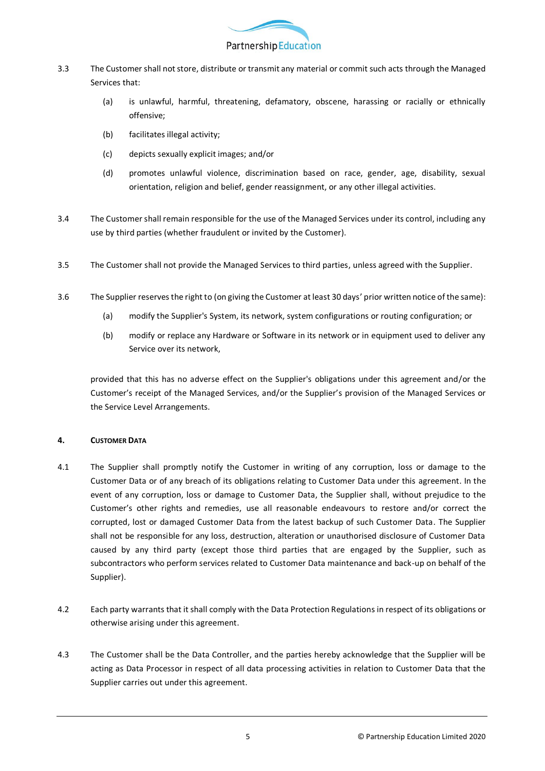3.3 The Customer shall not store, distribute or transmit any material or commit such acts through the Managed Services that:

(a) is unlawful, harmful, threatening, defamatory, obscene, harassing or racially or ethnically offensive;

(b) facilitates illegal activity;

(c) depicts sexually explicit images; and/or

(d) promotes unlawful violence, discrimination based on race, gender, age, disability, sexual orientation, religion and belief, gender reassignment, or any other illegal activities.

3.4 The Customer shall remain responsible for the use of the Managed Services under its control, including any use by third parties (whether fraudulent or invited by the Customer).

3.5 The Customer shall not provide the Managed Services to third parties, unless agreed with the Supplier.

3.6 The Supplier reserves the right to (on giving the Customer at least 30 days' prior written notice of the same):

(a) modify the Supplier's System, its network, system configurations or routing configuration; or

(b) modify or replace any Hardware or Software in its network or in equipment used to deliver any Service over its network,

provided that this has no adverse effect on the Supplier's obligations under this agreement and/or the Customer's receipt of the Managed Services, and/or the Supplier's provision of the Managed Services or the Service Level Arrangements.

## 4. CUSTOMER DATA

4.1 The Supplier shall promptly notify the Customer in writing of any corruption, loss or damage to the Customer Data or of any breach of its obligations relating to Customer Data under this agreement. In the event of any corruption, loss or damage to Customer Data, the Supplier shall, without prejudice to the Customer's other rights and remedies, use all reasonable endeavours to restore and/or correct the corrupted, lost or damaged Customer Data from the latest backup of such Customer Data. The Supplier shall not be responsible for any loss, destruction, alteration or unauthorised disclosure of Customer Data caused by any third party (except those third parties that are engaged by the Supplier, such as subcontractors who perform services related to Customer Data maintenance and back-up on behalf of the Supplier).

4.2 Each party warrants that it shall comply with the Data Protection Regulations in respect of its obligations or otherwise arising under this agreement.

4.3 The Customer shall be the Data Controller, and the parties hereby acknowledge that the Supplier will be acting as Data Processor in respect of all data processing activities in relation to Customer Data that the Supplier carries out under this agreement.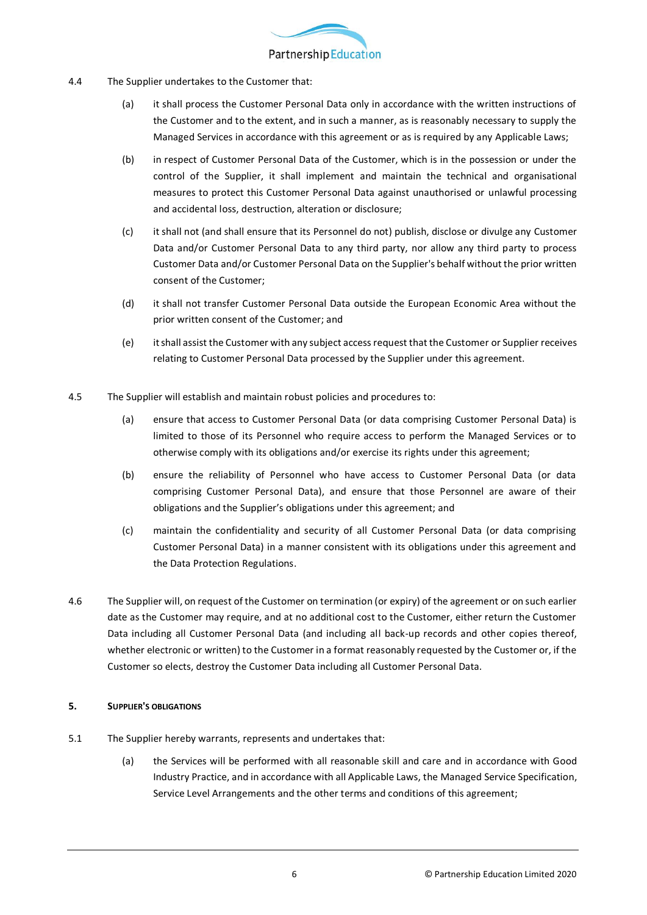4.4 The Supplier undertakes to the Customer that:

(a) it shall process the Customer Personal Data only in accordance with the written instructions of the Customer and to the extent, and in such a manner, as is reasonably necessary to supply the Managed Services in accordance with this agreement or as is required by any Applicable Laws;

(b) in respect of Customer Personal Data of the Customer, which is in the possession or under the control of the Supplier, it shall implement and maintain the technical and organisational measures to protect this Customer Personal Data against unauthorised or unlawful processing and accidental loss, destruction, alteration or disclosure;

(c) it shall not (and shall ensure that its Personnel do not) publish, disclose or divulge any Customer Data and/or Customer Personal Data to any third party, nor allow any third party to process Customer Data and/or Customer Personal Data on the Supplier's behalf without the prior written consent of the Customer;

(d) it shall not transfer Customer Personal Data outside the European Economic Area without the prior written consent of the Customer; and

(e) it shall assist the Customer with any subject access request that the Customer or Supplier receives relating to Customer Personal Data processed by the Supplier under this agreement.

4.5 The Supplier will establish and maintain robust policies and procedures to:

(a) ensure that access to Customer Personal Data (or data comprising Customer Personal Data) is limited to those of its Personnel who require access to perform the Managed Services or to otherwise comply with its obligations and/or exercise its rights under this agreement;

(b) ensure the reliability of Personnel who have access to Customer Personal Data (or data comprising Customer Personal Data), and ensure that those Personnel are aware of their obligations and the Supplier's obligations under this agreement; and

(c) maintain the confidentiality and security of all Customer Personal Data (or data comprising Customer Personal Data) in a manner consistent with its obligations under this agreement and the Data Protection Regulations.

4.6 The Supplier will, on request of the Customer on termination (or expiry) of the agreement or on such earlier date as the Customer may require, and at no additional cost to the Customer, either return the Customer Data including all Customer Personal Data (and including all back-up records and other copies thereof, whether electronic or written) to the Customer in a format reasonably requested by the Customer or, if the Customer so elects, destroy the Customer Data including all Customer Personal Data.

## 5. SUPPLIER'S OBLIGATIONS

5.1 The Supplier hereby warrants, represents and undertakes that:

(a) the Services will be performed with all reasonable skill and care and in accordance with Good Industry Practice, and in accordance with all Applicable Laws, the Managed Service Specification, Service Level Arrangements and the other terms and conditions of this agreement;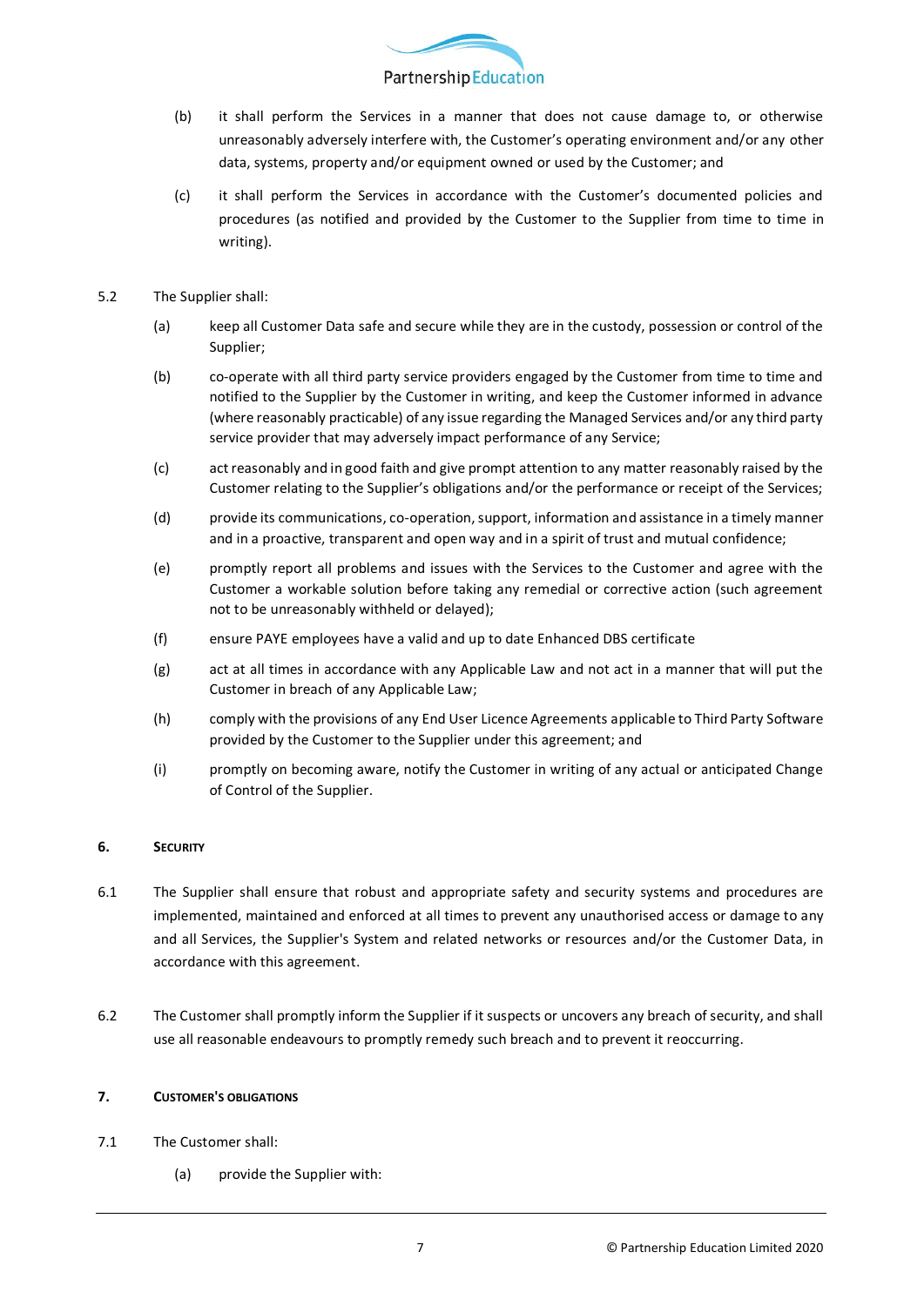(b) it shall perform the Services in a manner that does not cause damage to, or otherwise unreasonably adversely interfere with, the Customer's operating environment and/or any other data, systems, property and/or equipment owned or used by the Customer; and

(c) it shall perform the Services in accordance with the Customer's documented policies and procedures (as notified and provided by the Customer to the Supplier from time to time in writing).

5.2 The Supplier shall:

(a) keep all Customer Data safe and secure while they are in the custody, possession or control of the Supplier;

(b) co-operate with all third party service providers engaged by the Customer from time to time and notified to the Supplier by the Customer in writing, and keep the Customer informed in advance (where reasonably practicable) of any issue regarding the Managed Services and/or any third party service provider that may adversely impact performance of any Service;

(c) act reasonably and in good faith and give prompt attention to any matter reasonably raised by the Customer relating to the Supplier's obligations and/or the performance or receipt of the Services;

(d) provide its communications, co-operation, support, information and assistance in a timely manner and in a proactive, transparent and open way and in a spirit of trust and mutual confidence;

(e) promptly report all problems and issues with the Services to the Customer and agree with the Customer a workable solution before taking any remedial or corrective action (such agreement not to be unreasonably withheld or delayed);

(f) ensure PAYE employees have a valid and up to date Enhanced DBS certificate

(g) act at all times in accordance with any Applicable Law and not act in a manner that will put the Customer in breach of any Applicable Law;

(h) comply with the provisions of any End User Licence Agreements applicable to Third Party Software provided by the Customer to the Supplier under this agreement; and

(i) promptly on becoming aware, notify the Customer in writing of any actual or anticipated Change of Control of the Supplier.

## 6. SECURITY

6.1 The Supplier shall ensure that robust and appropriate safety and security systems and procedures are implemented, maintained and enforced at all times to prevent any unauthorised access or damage to any and all Services, the Supplier's System and related networks or resources and/or the Customer Data, in accordance with this agreement.

6.2 The Customer shall promptly inform the Supplier if it suspects or uncovers any breach of security, and shall use all reasonable endeavours to promptly remedy such breach and to prevent it reoccurring.

## 7. CUSTOMER'S OBLIGATIONS

7.1 The Customer shall:

(a) provide the Supplier with: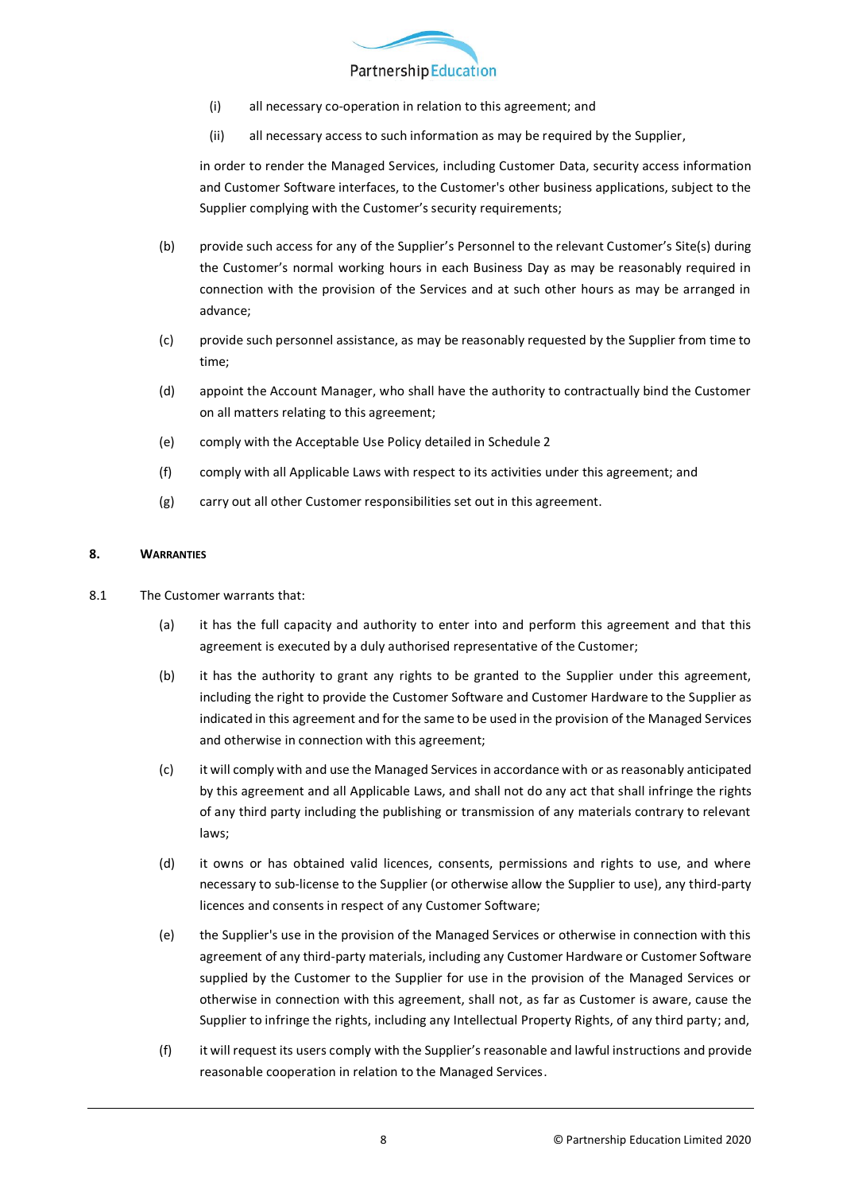(i) all necessary co-operation in relation to this agreement; and

(ii) all necessary access to such information as may be required by the Supplier,

in order to render the Managed Services, including Customer Data, security access information and Customer Software interfaces, to the Customer's other business applications, subject to the Supplier complying with the Customer's security requirements;

(b) provide such access for any of the Supplier's Personnel to the relevant Customer's Site(s) during the Customer's normal working hours in each Business Day as may be reasonably required in connection with the provision of the Services and at such other hours as may be arranged in advance;

(c) provide such personnel assistance, as may be reasonably requested by the Supplier from time to time;

(d) appoint the Account Manager, who shall have the authority to contractually bind the Customer on all matters relating to this agreement;

(e) comply with the Acceptable Use Policy detailed in Schedule 2

(f) comply with all Applicable Laws with respect to its activities under this agreement; and

(g) carry out all other Customer responsibilities set out in this agreement.

## 8. Warranties

8.1 The Customer warrants that:

(a) it has the full capacity and authority to enter into and perform this agreement and that this agreement is executed by a duly authorised representative of the Customer;

(b) it has the authority to grant any rights to be granted to the Supplier under this agreement, including the right to provide the Customer Software and Customer Hardware to the Supplier as indicated in this agreement and for the same to be used in the provision of the Managed Services and otherwise in connection with this agreement;

(c) it will comply with and use the Managed Services in accordance with or as reasonably anticipated by this agreement and all Applicable Laws, and shall not do any act that shall infringe the rights of any third party including the publishing or transmission of any materials contrary to relevant laws;

(d) it owns or has obtained valid licences, consents, permissions and rights to use, and where necessary to sub-license to the Supplier (or otherwise allow the Supplier to use), any third-party licences and consents in respect of any Customer Software;

(e) the Supplier's use in the provision of the Managed Services or otherwise in connection with this agreement of any third-party materials, including any Customer Hardware or Customer Software supplied by the Customer to the Supplier for use in the provision of the Managed Services or otherwise in connection with this agreement, shall not, as far as Customer is aware, cause the Supplier to infringe the rights, including any Intellectual Property Rights, of any third party; and,

(f) it will request its users comply with the Supplier's reasonable and lawful instructions and provide reasonable cooperation in relation to the Managed Services.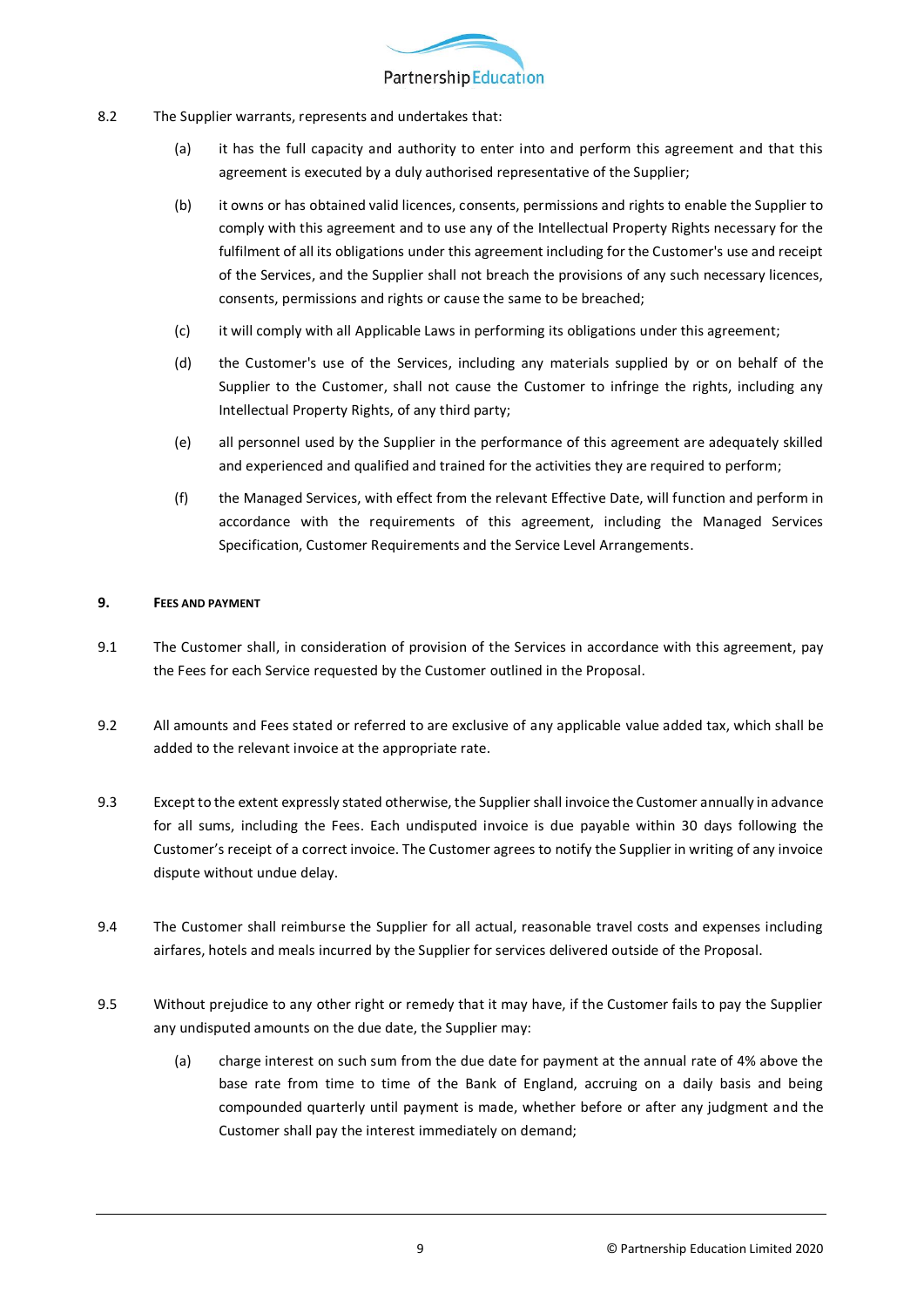8.2 The Supplier warrants, represents and undertakes that:

(a) it has the full capacity and authority to enter into and perform this agreement and that this agreement is executed by a duly authorised representative of the Supplier;

(b) it owns or has obtained valid licences, consents, permissions and rights to enable the Supplier to comply with this agreement and to use any of the Intellectual Property Rights necessary for the fulfilment of all its obligations under this agreement including for the Customer's use and receipt of the Services, and the Supplier shall not breach the provisions of any such necessary licences, consents, permissions and rights or cause the same to be breached;

(c) it will comply with all Applicable Laws in performing its obligations under this agreement;

(d) the Customer's use of the Services, including any materials supplied by or on behalf of the Supplier to the Customer, shall not cause the Customer to infringe the rights, including any Intellectual Property Rights, of any third party;

(e) all personnel used by the Supplier in the performance of this agreement are adequately skilled and experienced and qualified and trained for the activities they are required to perform;

(f) the Managed Services, with effect from the relevant Effective Date, will function and perform in accordance with the requirements of this agreement, including the Managed Services Specification, Customer Requirements and the Service Level Arrangements.

## 9. Fees and Payment

9.1 The Customer shall, in consideration of provision of the Services in accordance with this agreement, pay the Fees for each Service requested by the Customer outlined in the Proposal.

9.2 All amounts and Fees stated or referred to are exclusive of any applicable value added tax, which shall be added to the relevant invoice at the appropriate rate.

9.3 Except to the extent expressly stated otherwise, the Supplier shall invoice the Customer annually in advance for all sums, including the Fees. Each undisputed invoice is due payable within 30 days following the Customer's receipt of a correct invoice. The Customer agrees to notify the Supplier in writing of any invoice dispute without undue delay.

9.4 The Customer shall reimburse the Supplier for all actual, reasonable travel costs and expenses including airfares, hotels and meals incurred by the Supplier for services delivered outside of the Proposal.

9.5 Without prejudice to any other right or remedy that it may have, if the Customer fails to pay the Supplier any undisputed amounts on the due date, the Supplier may:

(a) charge interest on such sum from the due date for payment at the annual rate of 4% above the base rate from time to time of the Bank of England, accruing on a daily basis and being compounded quarterly until payment is made, whether before or after any judgment and the Customer shall pay the interest immediately on demand;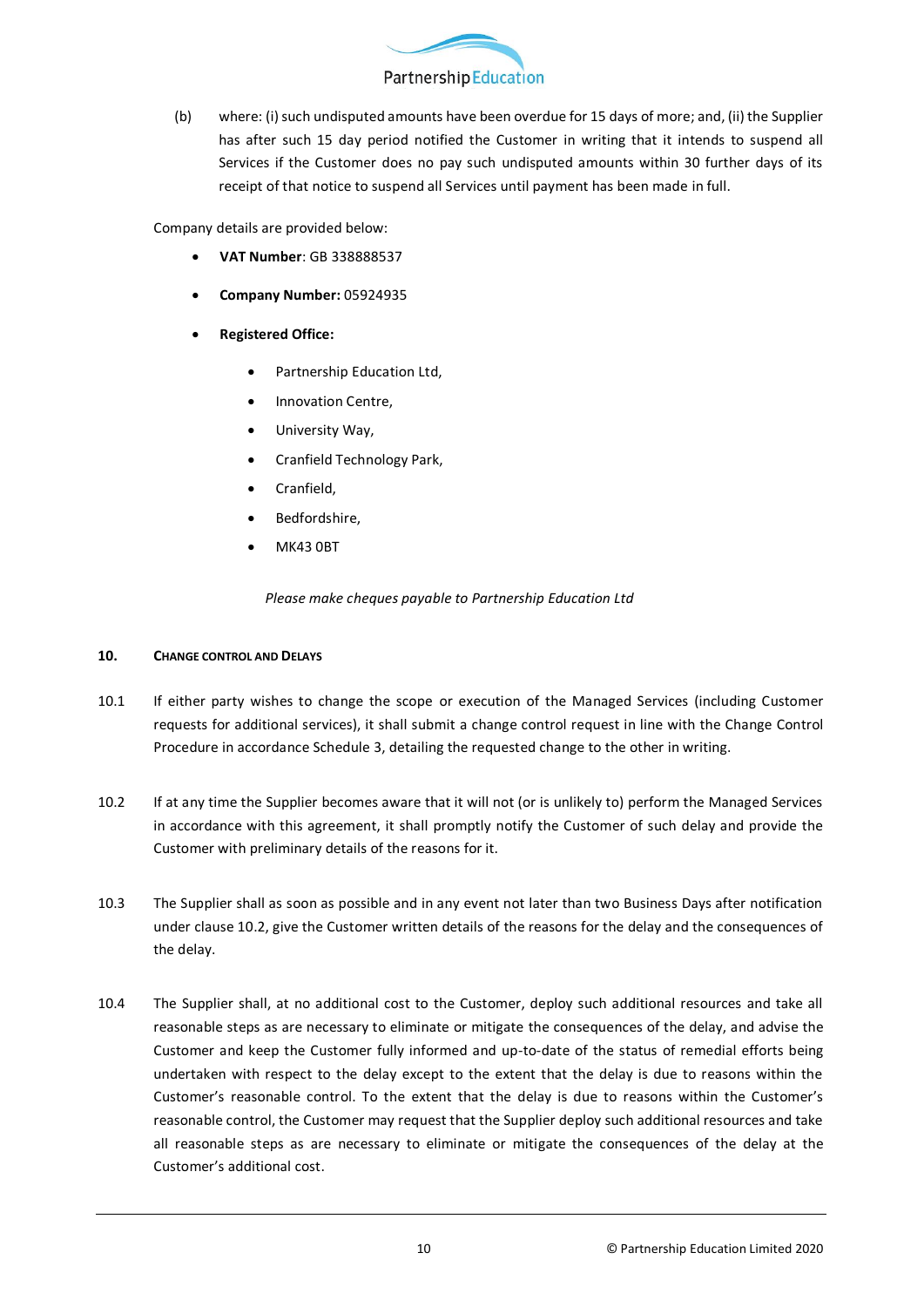(b) where: (i) such undisputed amounts have been overdue for 15 days of more; and, (ii) the Supplier has after such 15 day period notified the Customer in writing that it intends to suspend all Services if the Customer does no pay such undisputed amounts within 30 further days of its receipt of that notice to suspend all Services until payment has been made in full.

Company details are provided below:

- **VAT Number**: GB 338888537
- **Company Number:** 05924935
- **Registered Office:**
  - Partnership Education Ltd,
  - Innovation Centre,
  - University Way,
  - Cranfield Technology Park,
  - Cranfield,
  - Bedfordshire,
  - MK43 0BT

*Please make cheques payable to Partnership Education Ltd*

## 10. CHANGE CONTROL AND DELAYS

10.1 If either party wishes to change the scope or execution of the Managed Services (including Customer requests for additional services), it shall submit a change control request in line with the Change Control Procedure in accordance Schedule 3, detailing the requested change to the other in writing.

10.2 If at any time the Supplier becomes aware that it will not (or is unlikely to) perform the Managed Services in accordance with this agreement, it shall promptly notify the Customer of such delay and provide the Customer with preliminary details of the reasons for it.

10.3 The Supplier shall as soon as possible and in any event not later than two Business Days after notification under clause 10.2, give the Customer written details of the reasons for the delay and the consequences of the delay.

10.4 The Supplier shall, at no additional cost to the Customer, deploy such additional resources and take all reasonable steps as are necessary to eliminate or mitigate the consequences of the delay, and advise the Customer and keep the Customer fully informed and up-to-date of the status of remedial efforts being undertaken with respect to the delay except to the extent that the delay is due to reasons within the Customer's reasonable control. To the extent that the delay is due to reasons within the Customer's reasonable control, the Customer may request that the Supplier deploy such additional resources and take all reasonable steps as are necessary to eliminate or mitigate the consequences of the delay at the Customer's additional cost.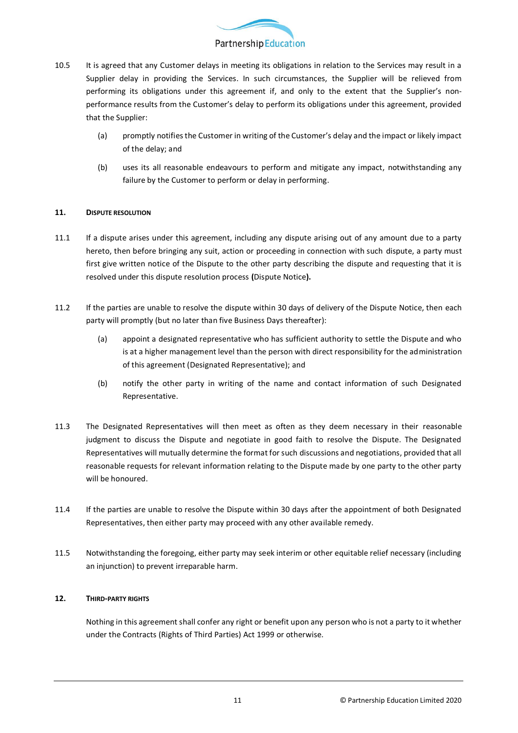10.5 It is agreed that any Customer delays in meeting its obligations in relation to the Services may result in a Supplier delay in providing the Services. In such circumstances, the Supplier will be relieved from performing its obligations under this agreement if, and only to the extent that the Supplier's non-performance results from the Customer's delay to perform its obligations under this agreement, provided that the Supplier:

(a) promptly notifies the Customer in writing of the Customer's delay and the impact or likely impact of the delay; and

(b) uses its all reasonable endeavours to perform and mitigate any impact, notwithstanding any failure by the Customer to perform or delay in performing.

## 11. DISPUTE RESOLUTION

11.1 If a dispute arises under this agreement, including any dispute arising out of any amount due to a party hereto, then before bringing any suit, action or proceeding in connection with such dispute, a party must first give written notice of the Dispute to the other party describing the dispute and requesting that it is resolved under this dispute resolution process **(**Dispute Notice**).**

11.2 If the parties are unable to resolve the dispute within 30 days of delivery of the Dispute Notice, then each party will promptly (but no later than five Business Days thereafter):

(a) appoint a designated representative who has sufficient authority to settle the Dispute and who is at a higher management level than the person with direct responsibility for the administration of this agreement (Designated Representative); and

(b) notify the other party in writing of the name and contact information of such Designated Representative.

11.3 The Designated Representatives will then meet as often as they deem necessary in their reasonable judgment to discuss the Dispute and negotiate in good faith to resolve the Dispute. The Designated Representatives will mutually determine the format for such discussions and negotiations, provided that all reasonable requests for relevant information relating to the Dispute made by one party to the other party will be honoured.

11.4 If the parties are unable to resolve the Dispute within 30 days after the appointment of both Designated Representatives, then either party may proceed with any other available remedy.

11.5 Notwithstanding the foregoing, either party may seek interim or other equitable relief necessary (including an injunction) to prevent irreparable harm.

## 12. THIRD-PARTY RIGHTS

Nothing in this agreement shall confer any right or benefit upon any person who is not a party to it whether under the Contracts (Rights of Third Parties) Act 1999 or otherwise.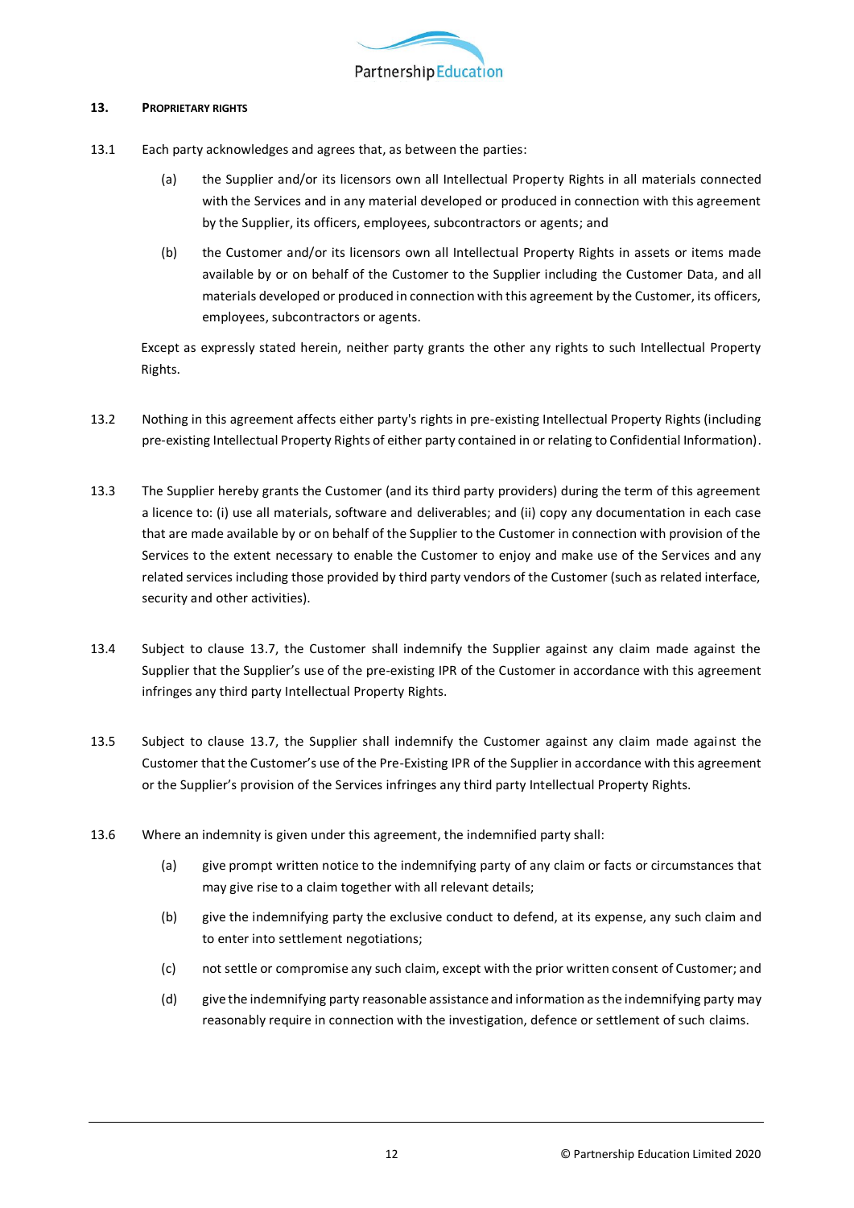## 13. PROPRIETARY RIGHTS

13.1 Each party acknowledges and agrees that, as between the parties:

(a) the Supplier and/or its licensors own all Intellectual Property Rights in all materials connected with the Services and in any material developed or produced in connection with this agreement by the Supplier, its officers, employees, subcontractors or agents; and

(b) the Customer and/or its licensors own all Intellectual Property Rights in assets or items made available by or on behalf of the Customer to the Supplier including the Customer Data, and all materials developed or produced in connection with this agreement by the Customer, its officers, employees, subcontractors or agents.

Except as expressly stated herein, neither party grants the other any rights to such Intellectual Property Rights.

13.2 Nothing in this agreement affects either party's rights in pre-existing Intellectual Property Rights (including pre-existing Intellectual Property Rights of either party contained in or relating to Confidential Information).

13.3 The Supplier hereby grants the Customer (and its third party providers) during the term of this agreement a licence to: (i) use all materials, software and deliverables; and (ii) copy any documentation in each case that are made available by or on behalf of the Supplier to the Customer in connection with provision of the Services to the extent necessary to enable the Customer to enjoy and make use of the Services and any related services including those provided by third party vendors of the Customer (such as related interface, security and other activities).

13.4 Subject to clause 13.7, the Customer shall indemnify the Supplier against any claim made against the Supplier that the Supplier's use of the pre-existing IPR of the Customer in accordance with this agreement infringes any third party Intellectual Property Rights.

13.5 Subject to clause 13.7, the Supplier shall indemnify the Customer against any claim made against the Customer that the Customer's use of the Pre-Existing IPR of the Supplier in accordance with this agreement or the Supplier's provision of the Services infringes any third party Intellectual Property Rights.

13.6 Where an indemnity is given under this agreement, the indemnified party shall:

(a) give prompt written notice to the indemnifying party of any claim or facts or circumstances that may give rise to a claim together with all relevant details;

(b) give the indemnifying party the exclusive conduct to defend, at its expense, any such claim and to enter into settlement negotiations;

(c) not settle or compromise any such claim, except with the prior written consent of Customer; and

(d) give the indemnifying party reasonable assistance and information as the indemnifying party may reasonably require in connection with the investigation, defence or settlement of such claims.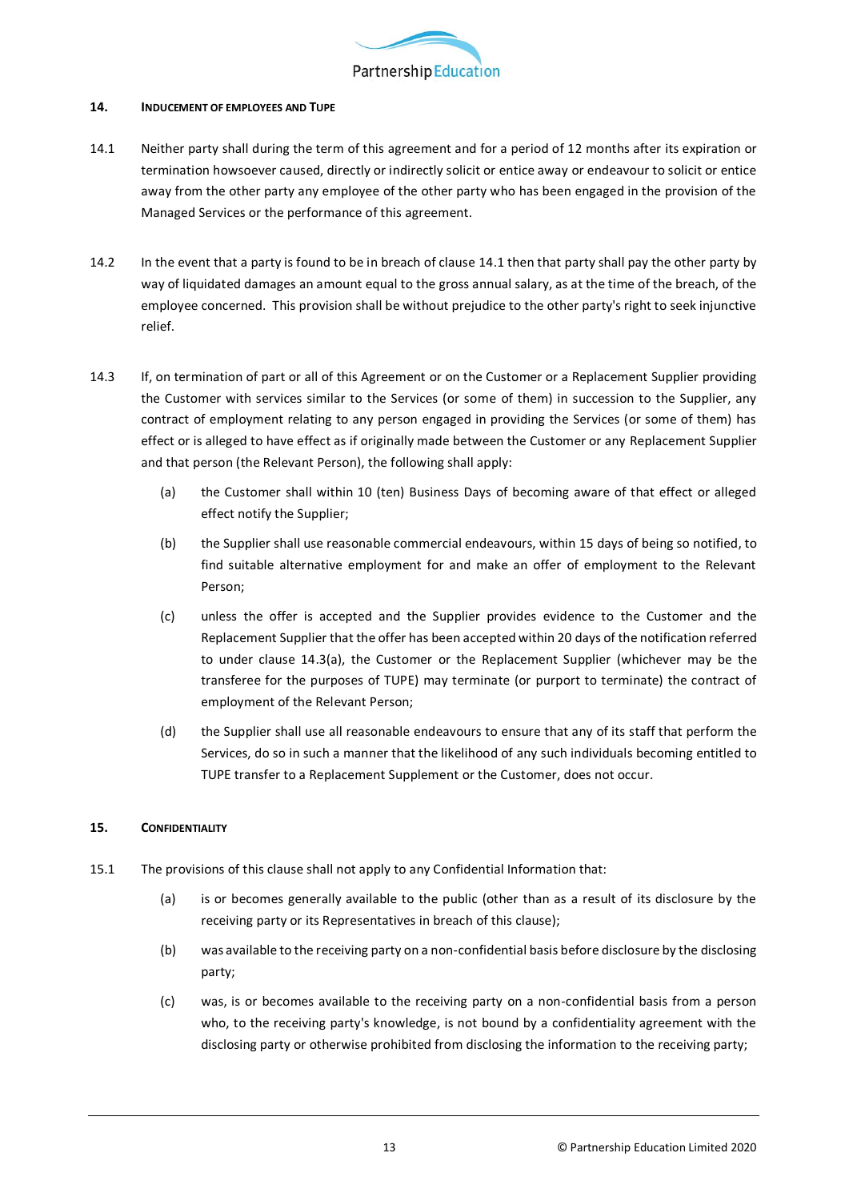## 14. INDUCEMENT OF EMPLOYEES AND TUPE

14.1 Neither party shall during the term of this agreement and for a period of 12 months after its expiration or termination howsoever caused, directly or indirectly solicit or entice away or endeavour to solicit or entice away from the other party any employee of the other party who has been engaged in the provision of the Managed Services or the performance of this agreement.

14.2 In the event that a party is found to be in breach of clause 14.1 then that party shall pay the other party by way of liquidated damages an amount equal to the gross annual salary, as at the time of the breach, of the employee concerned. This provision shall be without prejudice to the other party's right to seek injunctive relief.

14.3 If, on termination of part or all of this Agreement or on the Customer or a Replacement Supplier providing the Customer with services similar to the Services (or some of them) in succession to the Supplier, any contract of employment relating to any person engaged in providing the Services (or some of them) has effect or is alleged to have effect as if originally made between the Customer or any Replacement Supplier and that person (the Relevant Person), the following shall apply:

- (a) the Customer shall within 10 (ten) Business Days of becoming aware of that effect or alleged effect notify the Supplier;
- (b) the Supplier shall use reasonable commercial endeavours, within 15 days of being so notified, to find suitable alternative employment for and make an offer of employment to the Relevant Person;
- (c) unless the offer is accepted and the Supplier provides evidence to the Customer and the Replacement Supplier that the offer has been accepted within 20 days of the notification referred to under clause 14.3(a), the Customer or the Replacement Supplier (whichever may be the transferee for the purposes of TUPE) may terminate (or purport to terminate) the contract of employment of the Relevant Person;
- (d) the Supplier shall use all reasonable endeavours to ensure that any of its staff that perform the Services, do so in such a manner that the likelihood of any such individuals becoming entitled to TUPE transfer to a Replacement Supplement or the Customer, does not occur.

## 15. CONFIDENTIALITY

15.1 The provisions of this clause shall not apply to any Confidential Information that:

- (a) is or becomes generally available to the public (other than as a result of its disclosure by the receiving party or its Representatives in breach of this clause);
- (b) was available to the receiving party on a non-confidential basis before disclosure by the disclosing party;
- (c) was, is or becomes available to the receiving party on a non-confidential basis from a person who, to the receiving party's knowledge, is not bound by a confidentiality agreement with the disclosing party or otherwise prohibited from disclosing the information to the receiving party;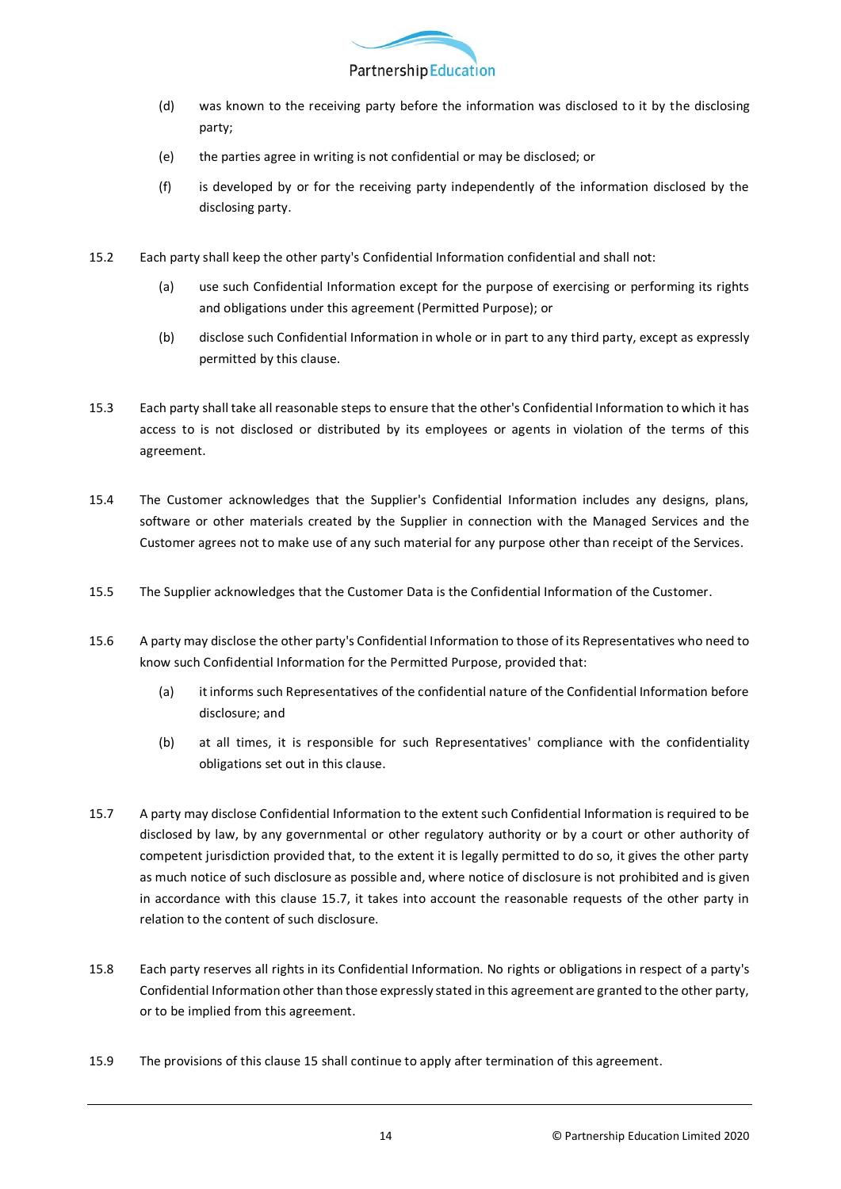(d) was known to the receiving party before the information was disclosed to it by the disclosing party;

(e) the parties agree in writing is not confidential or may be disclosed; or

(f) is developed by or for the receiving party independently of the information disclosed by the disclosing party.

15.2 Each party shall keep the other party's Confidential Information confidential and shall not:

(a) use such Confidential Information except for the purpose of exercising or performing its rights and obligations under this agreement (Permitted Purpose); or

(b) disclose such Confidential Information in whole or in part to any third party, except as expressly permitted by this clause.

15.3 Each party shall take all reasonable steps to ensure that the other's Confidential Information to which it has access to is not disclosed or distributed by its employees or agents in violation of the terms of this agreement.

15.4 The Customer acknowledges that the Supplier's Confidential Information includes any designs, plans, software or other materials created by the Supplier in connection with the Managed Services and the Customer agrees not to make use of any such material for any purpose other than receipt of the Services.

15.5 The Supplier acknowledges that the Customer Data is the Confidential Information of the Customer.

15.6 A party may disclose the other party's Confidential Information to those of its Representatives who need to know such Confidential Information for the Permitted Purpose, provided that:

(a) it informs such Representatives of the confidential nature of the Confidential Information before disclosure; and

(b) at all times, it is responsible for such Representatives' compliance with the confidentiality obligations set out in this clause.

15.7 A party may disclose Confidential Information to the extent such Confidential Information is required to be disclosed by law, by any governmental or other regulatory authority or by a court or other authority of competent jurisdiction provided that, to the extent it is legally permitted to do so, it gives the other party as much notice of such disclosure as possible and, where notice of disclosure is not prohibited and is given in accordance with this clause 15.7, it takes into account the reasonable requests of the other party in relation to the content of such disclosure.

15.8 Each party reserves all rights in its Confidential Information. No rights or obligations in respect of a party's Confidential Information other than those expressly stated in this agreement are granted to the other party, or to be implied from this agreement.

15.9 The provisions of this clause 15 shall continue to apply after termination of this agreement.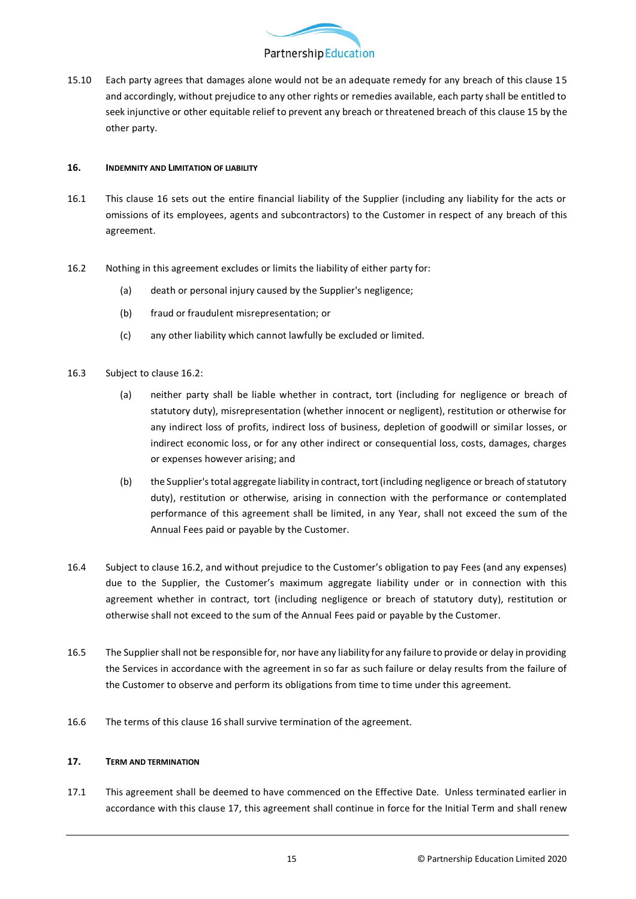15.10 Each party agrees that damages alone would not be an adequate remedy for any breach of this clause 15 and accordingly, without prejudice to any other rights or remedies available, each party shall be entitled to seek injunctive or other equitable relief to prevent any breach or threatened breach of this clause 15 by the other party.

## 16. INDEMNITY AND LIMITATION OF LIABILITY

16.1 This clause 16 sets out the entire financial liability of the Supplier (including any liability for the acts or omissions of its employees, agents and subcontractors) to the Customer in respect of any breach of this agreement.

16.2 Nothing in this agreement excludes or limits the liability of either party for:

(a) death or personal injury caused by the Supplier's negligence;

(b) fraud or fraudulent misrepresentation; or

(c) any other liability which cannot lawfully be excluded or limited.

16.3 Subject to clause 16.2:

(a) neither party shall be liable whether in contract, tort (including for negligence or breach of statutory duty), misrepresentation (whether innocent or negligent), restitution or otherwise for any indirect loss of profits, indirect loss of business, depletion of goodwill or similar losses, or indirect economic loss, or for any other indirect or consequential loss, costs, damages, charges or expenses however arising; and

(b) the Supplier's total aggregate liability in contract, tort (including negligence or breach of statutory duty), restitution or otherwise, arising in connection with the performance or contemplated performance of this agreement shall be limited, in any Year, shall not exceed the sum of the Annual Fees paid or payable by the Customer.

16.4 Subject to clause 16.2, and without prejudice to the Customer's obligation to pay Fees (and any expenses) due to the Supplier, the Customer's maximum aggregate liability under or in connection with this agreement whether in contract, tort (including negligence or breach of statutory duty), restitution or otherwise shall not exceed to the sum of the Annual Fees paid or payable by the Customer.

16.5 The Supplier shall not be responsible for, nor have any liability for any failure to provide or delay in providing the Services in accordance with the agreement in so far as such failure or delay results from the failure of the Customer to observe and perform its obligations from time to time under this agreement.

16.6 The terms of this clause 16 shall survive termination of the agreement.

## 17. TERM AND TERMINATION

17.1 This agreement shall be deemed to have commenced on the Effective Date. Unless terminated earlier in accordance with this clause 17, this agreement shall continue in force for the Initial Term and shall renew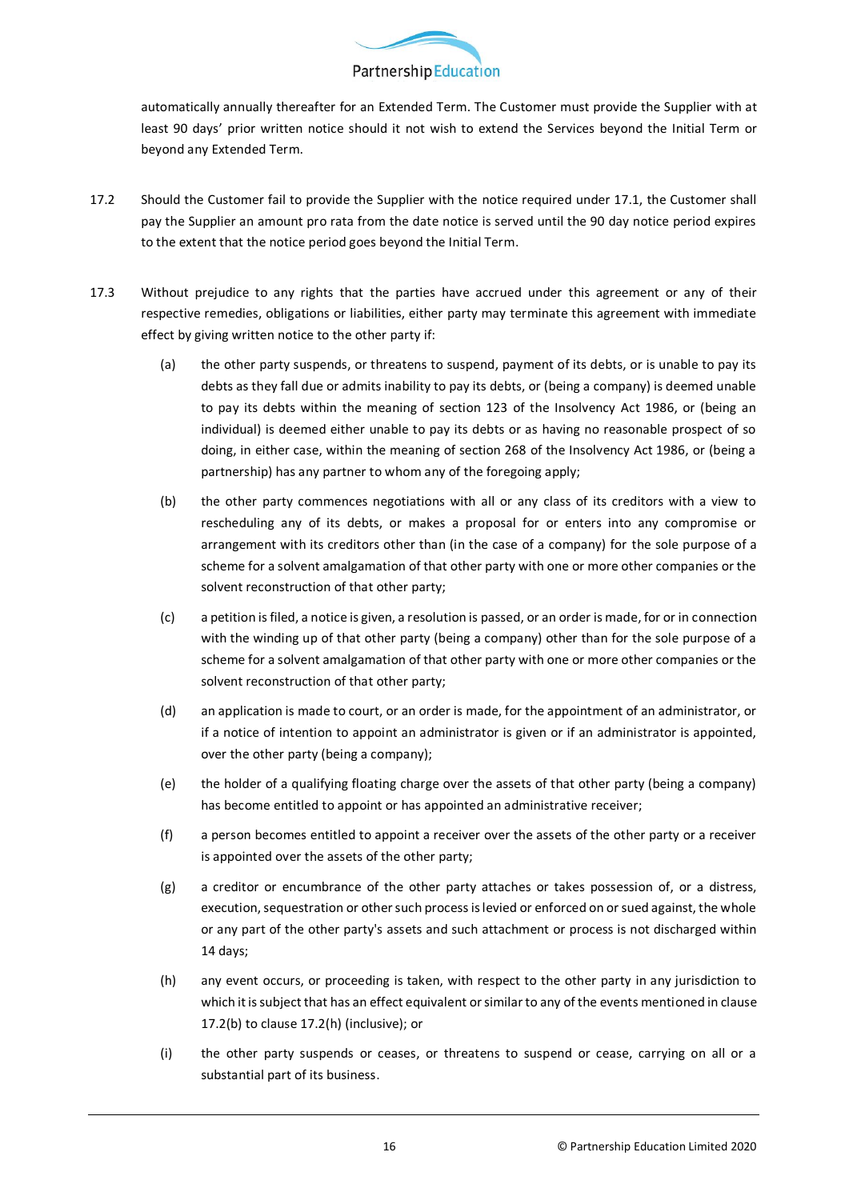automatically annually thereafter for an Extended Term. The Customer must provide the Supplier with at least 90 days' prior written notice should it not wish to extend the Services beyond the Initial Term or beyond any Extended Term.

17.2 Should the Customer fail to provide the Supplier with the notice required under 17.1, the Customer shall pay the Supplier an amount pro rata from the date notice is served until the 90 day notice period expires to the extent that the notice period goes beyond the Initial Term.

17.3 Without prejudice to any rights that the parties have accrued under this agreement or any of their respective remedies, obligations or liabilities, either party may terminate this agreement with immediate effect by giving written notice to the other party if:

(a) the other party suspends, or threatens to suspend, payment of its debts, or is unable to pay its debts as they fall due or admits inability to pay its debts, or (being a company) is deemed unable to pay its debts within the meaning of section 123 of the Insolvency Act 1986, or (being an individual) is deemed either unable to pay its debts or as having no reasonable prospect of so doing, in either case, within the meaning of section 268 of the Insolvency Act 1986, or (being a partnership) has any partner to whom any of the foregoing apply;

(b) the other party commences negotiations with all or any class of its creditors with a view to rescheduling any of its debts, or makes a proposal for or enters into any compromise or arrangement with its creditors other than (in the case of a company) for the sole purpose of a scheme for a solvent amalgamation of that other party with one or more other companies or the solvent reconstruction of that other party;

(c) a petition is filed, a notice is given, a resolution is passed, or an order is made, for or in connection with the winding up of that other party (being a company) other than for the sole purpose of a scheme for a solvent amalgamation of that other party with one or more other companies or the solvent reconstruction of that other party;

(d) an application is made to court, or an order is made, for the appointment of an administrator, or if a notice of intention to appoint an administrator is given or if an administrator is appointed, over the other party (being a company);

(e) the holder of a qualifying floating charge over the assets of that other party (being a company) has become entitled to appoint or has appointed an administrative receiver;

(f) a person becomes entitled to appoint a receiver over the assets of the other party or a receiver is appointed over the assets of the other party;

(g) a creditor or encumbrance of the other party attaches or takes possession of, or a distress, execution, sequestration or other such process is levied or enforced on or sued against, the whole or any part of the other party's assets and such attachment or process is not discharged within 14 days;

(h) any event occurs, or proceeding is taken, with respect to the other party in any jurisdiction to which it is subject that has an effect equivalent or similar to any of the events mentioned in clause 17.2(b) to clause 17.2(h) (inclusive); or

(i) the other party suspends or ceases, or threatens to suspend or cease, carrying on all or a substantial part of its business.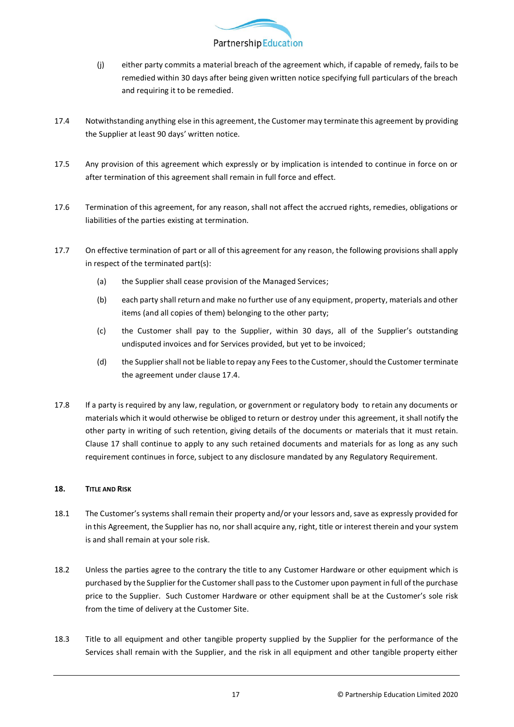(j) either party commits a material breach of the agreement which, if capable of remedy, fails to be remedied within 30 days after being given written notice specifying full particulars of the breach and requiring it to be remedied.

17.4 Notwithstanding anything else in this agreement, the Customer may terminate this agreement by providing the Supplier at least 90 days' written notice.

17.5 Any provision of this agreement which expressly or by implication is intended to continue in force on or after termination of this agreement shall remain in full force and effect.

17.6 Termination of this agreement, for any reason, shall not affect the accrued rights, remedies, obligations or liabilities of the parties existing at termination.

17.7 On effective termination of part or all of this agreement for any reason, the following provisions shall apply in respect of the terminated part(s):

(a) the Supplier shall cease provision of the Managed Services;

(b) each party shall return and make no further use of any equipment, property, materials and other items (and all copies of them) belonging to the other party;

(c) the Customer shall pay to the Supplier, within 30 days, all of the Supplier's outstanding undisputed invoices and for Services provided, but yet to be invoiced;

(d) the Supplier shall not be liable to repay any Fees to the Customer, should the Customer terminate the agreement under clause 17.4.

17.8 If a party is required by any law, regulation, or government or regulatory body to retain any documents or materials which it would otherwise be obliged to return or destroy under this agreement, it shall notify the other party in writing of such retention, giving details of the documents or materials that it must retain. Clause 17 shall continue to apply to any such retained documents and materials for as long as any such requirement continues in force, subject to any disclosure mandated by any Regulatory Requirement.

## 18. TITLE AND RISK

18.1 The Customer's systems shall remain their property and/or your lessors and, save as expressly provided for in this Agreement, the Supplier has no, nor shall acquire any, right, title or interest therein and your system is and shall remain at your sole risk.

18.2 Unless the parties agree to the contrary the title to any Customer Hardware or other equipment which is purchased by the Supplier for the Customer shall pass to the Customer upon payment in full of the purchase price to the Supplier. Such Customer Hardware or other equipment shall be at the Customer's sole risk from the time of delivery at the Customer Site.

18.3 Title to all equipment and other tangible property supplied by the Supplier for the performance of the Services shall remain with the Supplier, and the risk in all equipment and other tangible property either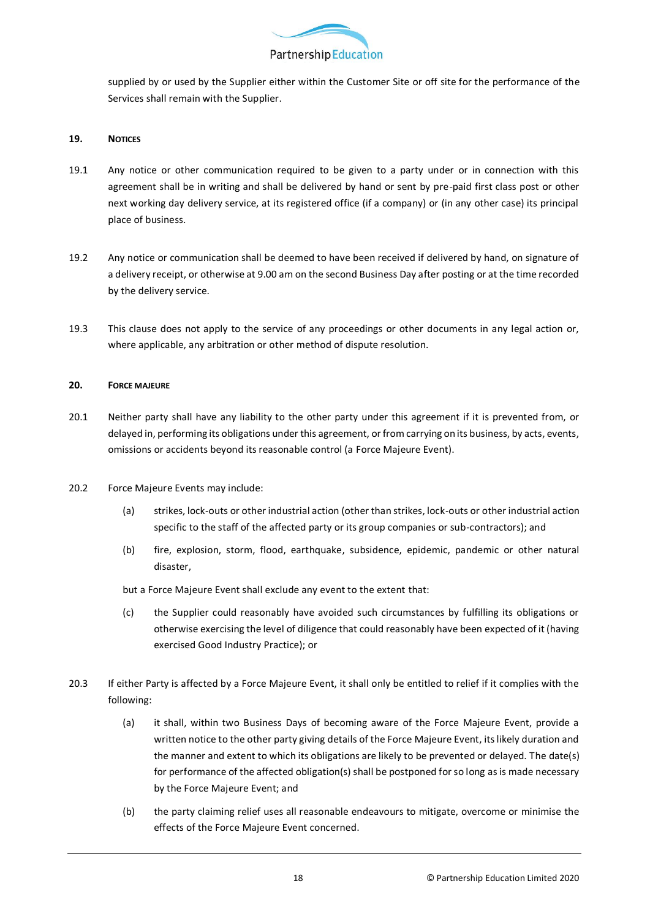supplied by or used by the Supplier either within the Customer Site or off site for the performance of the Services shall remain with the Supplier.

## 19. Notices

19.1 Any notice or other communication required to be given to a party under or in connection with this agreement shall be in writing and shall be delivered by hand or sent by pre-paid first class post or other next working day delivery service, at its registered office (if a company) or (in any other case) its principal place of business.

19.2 Any notice or communication shall be deemed to have been received if delivered by hand, on signature of a delivery receipt, or otherwise at 9.00 am on the second Business Day after posting or at the time recorded by the delivery service.

19.3 This clause does not apply to the service of any proceedings or other documents in any legal action or, where applicable, any arbitration or other method of dispute resolution.

## 20. Force Majeure

20.1 Neither party shall have any liability to the other party under this agreement if it is prevented from, or delayed in, performing its obligations under this agreement, or from carrying on its business, by acts, events, omissions or accidents beyond its reasonable control (a Force Majeure Event).

20.2 Force Majeure Events may include:

(a) strikes, lock-outs or other industrial action (other than strikes, lock-outs or other industrial action specific to the staff of the affected party or its group companies or sub-contractors); and

(b) fire, explosion, storm, flood, earthquake, subsidence, epidemic, pandemic or other natural disaster,

but a Force Majeure Event shall exclude any event to the extent that:

(c) the Supplier could reasonably have avoided such circumstances by fulfilling its obligations or otherwise exercising the level of diligence that could reasonably have been expected of it (having exercised Good Industry Practice); or

20.3 If either Party is affected by a Force Majeure Event, it shall only be entitled to relief if it complies with the following:

(a) it shall, within two Business Days of becoming aware of the Force Majeure Event, provide a written notice to the other party giving details of the Force Majeure Event, its likely duration and the manner and extent to which its obligations are likely to be prevented or delayed. The date(s) for performance of the affected obligation(s) shall be postponed for so long as is made necessary by the Force Majeure Event; and

(b) the party claiming relief uses all reasonable endeavours to mitigate, overcome or minimise the effects of the Force Majeure Event concerned.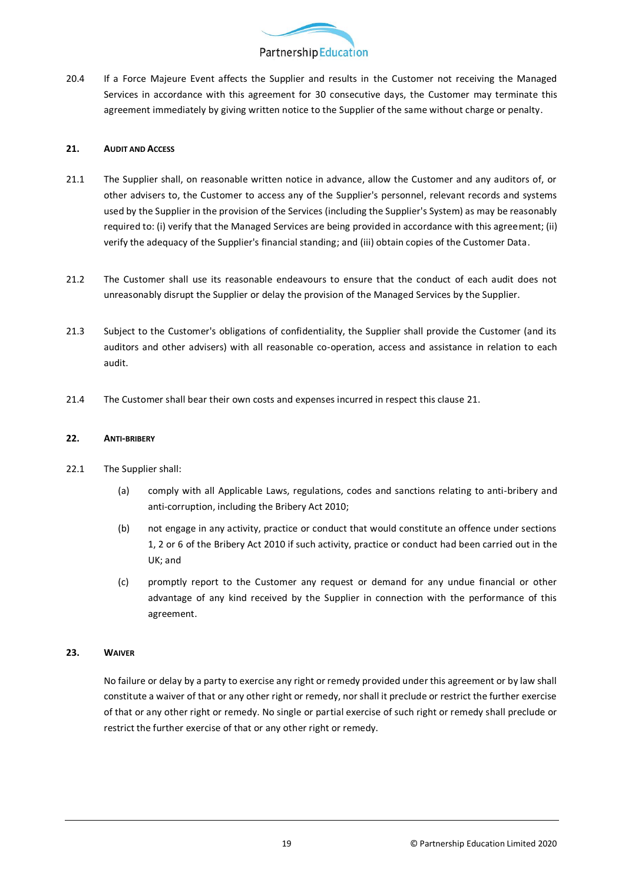20.4 If a Force Majeure Event affects the Supplier and results in the Customer not receiving the Managed Services in accordance with this agreement for 30 consecutive days, the Customer may terminate this agreement immediately by giving written notice to the Supplier of the same without charge or penalty.

## 21. AUDIT AND ACCESS

21.1 The Supplier shall, on reasonable written notice in advance, allow the Customer and any auditors of, or other advisers to, the Customer to access any of the Supplier's personnel, relevant records and systems used by the Supplier in the provision of the Services (including the Supplier's System) as may be reasonably required to: (i) verify that the Managed Services are being provided in accordance with this agreement; (ii) verify the adequacy of the Supplier's financial standing; and (iii) obtain copies of the Customer Data.

21.2 The Customer shall use its reasonable endeavours to ensure that the conduct of each audit does not unreasonably disrupt the Supplier or delay the provision of the Managed Services by the Supplier.

21.3 Subject to the Customer's obligations of confidentiality, the Supplier shall provide the Customer (and its auditors and other advisers) with all reasonable co-operation, access and assistance in relation to each audit.

21.4 The Customer shall bear their own costs and expenses incurred in respect this clause 21.

## 22. ANTI-BRIBERY

22.1 The Supplier shall:

(a) comply with all Applicable Laws, regulations, codes and sanctions relating to anti-bribery and anti-corruption, including the Bribery Act 2010;

(b) not engage in any activity, practice or conduct that would constitute an offence under sections 1, 2 or 6 of the Bribery Act 2010 if such activity, practice or conduct had been carried out in the UK; and

(c) promptly report to the Customer any request or demand for any undue financial or other advantage of any kind received by the Supplier in connection with the performance of this agreement.

## 23. WAIVER

No failure or delay by a party to exercise any right or remedy provided under this agreement or by law shall constitute a waiver of that or any other right or remedy, nor shall it preclude or restrict the further exercise of that or any other right or remedy. No single or partial exercise of such right or remedy shall preclude or restrict the further exercise of that or any other right or remedy.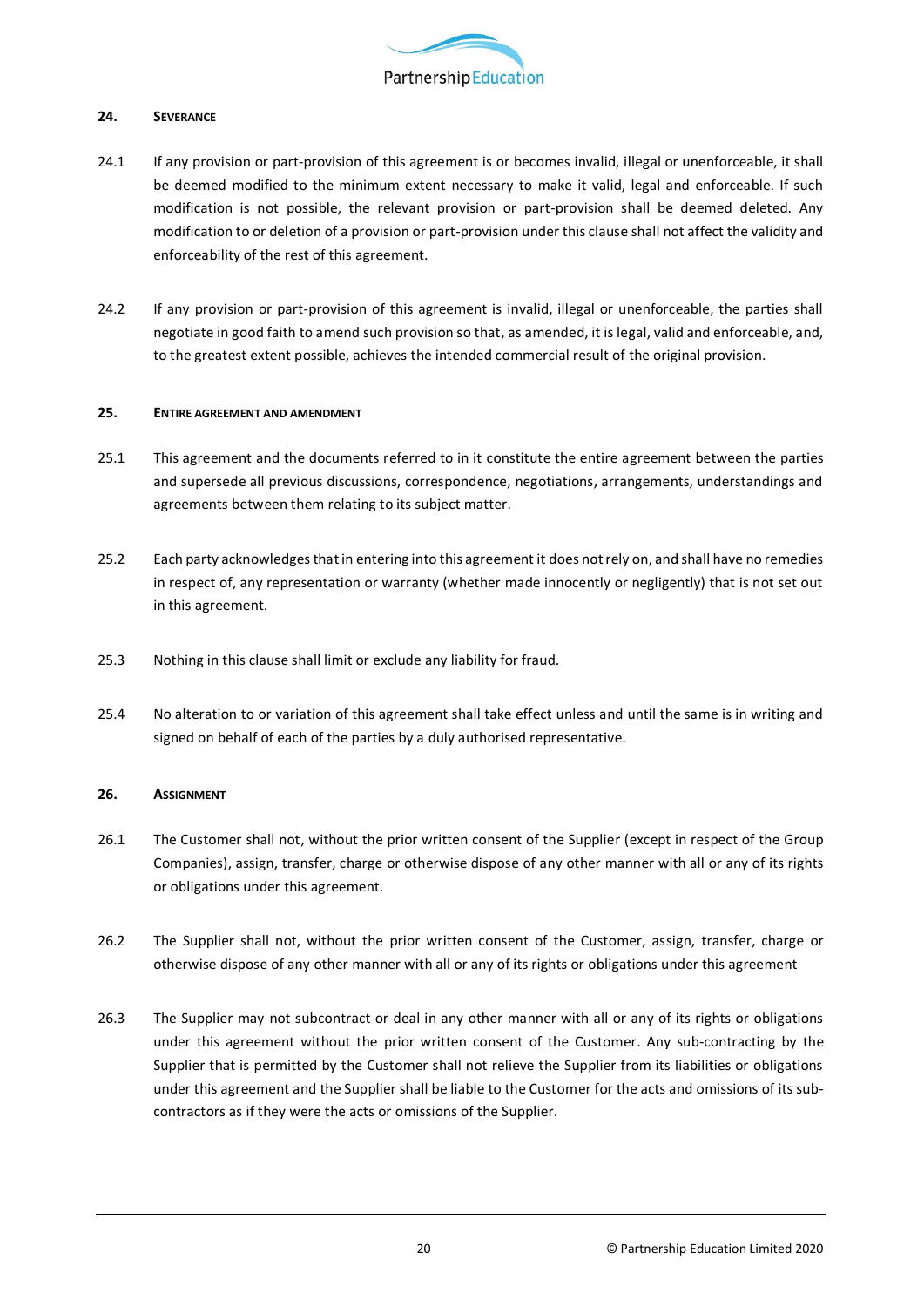## 24. SEVERANCE

24.1 If any provision or part-provision of this agreement is or becomes invalid, illegal or unenforceable, it shall be deemed modified to the minimum extent necessary to make it valid, legal and enforceable. If such modification is not possible, the relevant provision or part-provision shall be deemed deleted. Any modification to or deletion of a provision or part-provision under this clause shall not affect the validity and enforceability of the rest of this agreement.

24.2 If any provision or part-provision of this agreement is invalid, illegal or unenforceable, the parties shall negotiate in good faith to amend such provision so that, as amended, it is legal, valid and enforceable, and, to the greatest extent possible, achieves the intended commercial result of the original provision.

## 25. ENTIRE AGREEMENT AND AMENDMENT

25.1 This agreement and the documents referred to in it constitute the entire agreement between the parties and supersede all previous discussions, correspondence, negotiations, arrangements, understandings and agreements between them relating to its subject matter.

25.2 Each party acknowledges that in entering into this agreement it does not rely on, and shall have no remedies in respect of, any representation or warranty (whether made innocently or negligently) that is not set out in this agreement.

25.3 Nothing in this clause shall limit or exclude any liability for fraud.

25.4 No alteration to or variation of this agreement shall take effect unless and until the same is in writing and signed on behalf of each of the parties by a duly authorised representative.

## 26. ASSIGNMENT

26.1 The Customer shall not, without the prior written consent of the Supplier (except in respect of the Group Companies), assign, transfer, charge or otherwise dispose of any other manner with all or any of its rights or obligations under this agreement.

26.2 The Supplier shall not, without the prior written consent of the Customer, assign, transfer, charge or otherwise dispose of any other manner with all or any of its rights or obligations under this agreement

26.3 The Supplier may not subcontract or deal in any other manner with all or any of its rights or obligations under this agreement without the prior written consent of the Customer. Any sub-contracting by the Supplier that is permitted by the Customer shall not relieve the Supplier from its liabilities or obligations under this agreement and the Supplier shall be liable to the Customer for the acts and omissions of its sub-contractors as if they were the acts or omissions of the Supplier.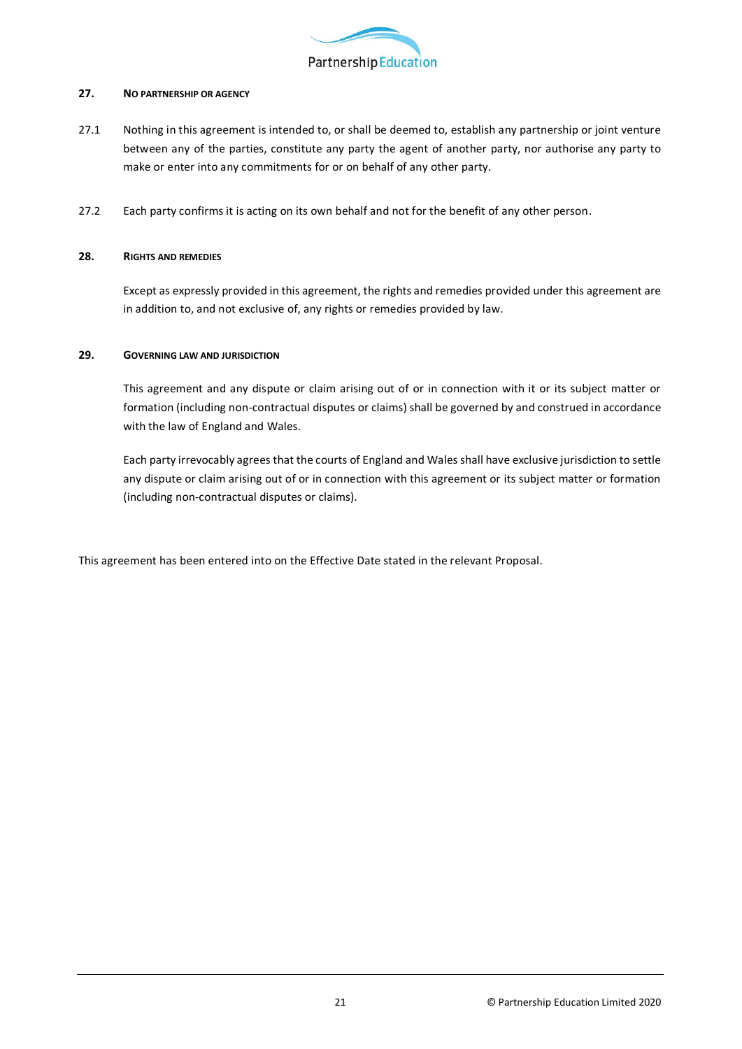## 27. No Partnership or Agency

27.1 Nothing in this agreement is intended to, or shall be deemed to, establish any partnership or joint venture between any of the parties, constitute any party the agent of another party, nor authorise any party to make or enter into any commitments for or on behalf of any other party.

27.2 Each party confirms it is acting on its own behalf and not for the benefit of any other person.

## 28. Rights and Remedies

Except as expressly provided in this agreement, the rights and remedies provided under this agreement are in addition to, and not exclusive of, any rights or remedies provided by law.

## 29. Governing Law and Jurisdiction

This agreement and any dispute or claim arising out of or in connection with it or its subject matter or formation (including non-contractual disputes or claims) shall be governed by and construed in accordance with the law of England and Wales.

Each party irrevocably agrees that the courts of England and Wales shall have exclusive jurisdiction to settle any dispute or claim arising out of or in connection with this agreement or its subject matter or formation (including non-contractual disputes or claims).

This agreement has been entered into on the Effective Date stated in the relevant Proposal.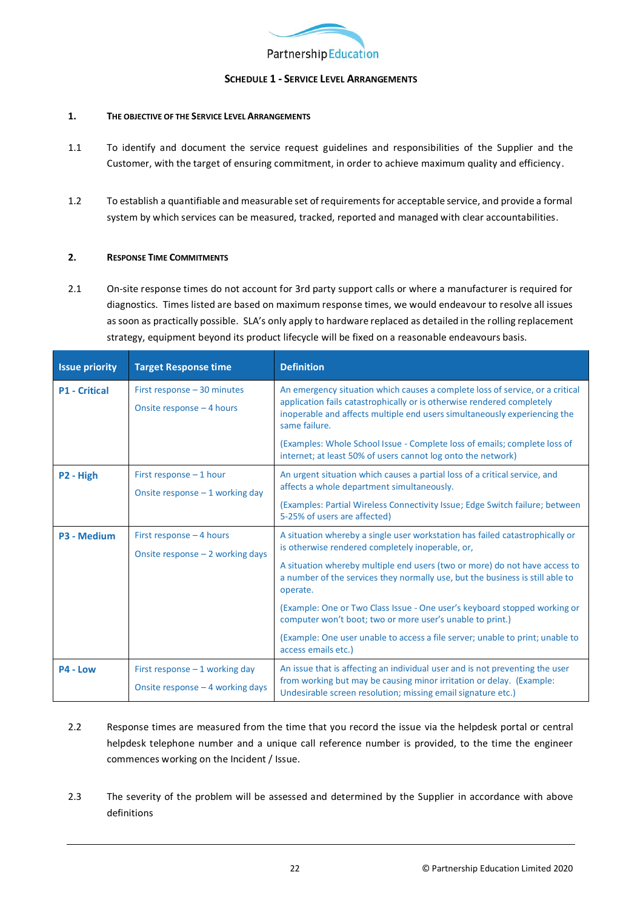Partnership Education

# SCHEDULE 1 - SERVICE LEVEL ARRANGEMENTS

## 1. THE OBJECTIVE OF THE SERVICE LEVEL ARRANGEMENTS

1.1 To identify and document the service request guidelines and responsibilities of the Supplier and the Customer, with the target of ensuring commitment, in order to achieve maximum quality and efficiency.

1.2 To establish a quantifiable and measurable set of requirements for acceptable service, and provide a formal system by which services can be measured, tracked, reported and managed with clear accountabilities.

## 2. RESPONSE TIME COMMITMENTS

2.1 On-site response times do not account for 3rd party support calls or where a manufacturer is required for diagnostics. Times listed are based on maximum response times, we would endeavour to resolve all issues as soon as practically possible. SLA's only apply to hardware replaced as detailed in the rolling replacement strategy, equipment beyond its product lifecycle will be fixed on a reasonable endeavours basis.

| Issue priority | Target Response time | Definition |
|---|---|---|
| **P1 - Critical** | First response – 30 minutes<br><br>Onsite response – 4 hours | An emergency situation which causes a complete loss of service, or a critical application fails catastrophically or is otherwise rendered completely inoperable and affects multiple end users simultaneously experiencing the same failure.<br><br>(Examples: Whole School Issue - Complete loss of emails; complete loss of internet; at least 50% of users cannot log onto the network) |
| **P2 - High** | First response – 1 hour<br><br>Onsite response – 1 working day | An urgent situation which causes a partial loss of a critical service, and affects a whole department simultaneously.<br><br>(Examples: Partial Wireless Connectivity Issue; Edge Switch failure; between 5-25% of users are affected) |
| **P3 - Medium** | First response – 4 hours<br><br>Onsite response – 2 working days | A situation whereby a single user workstation has failed catastrophically or is otherwise rendered completely inoperable, or,<br><br>A situation whereby multiple end users (two or more) do not have access to a number of the services they normally use, but the business is still able to operate.<br><br>(Example: One or Two Class Issue - One user's keyboard stopped working or computer won't boot; two or more user's unable to print.)<br><br>(Example: One user unable to access a file server; unable to print; unable to access emails etc.) |
| **P4 - Low** | First response – 1 working day<br><br>Onsite response – 4 working days | An issue that is affecting an individual user and is not preventing the user from working but may be causing minor irritation or delay. (Example: Undesirable screen resolution; missing email signature etc.) |

2.2 Response times are measured from the time that you record the issue via the helpdesk portal or central helpdesk telephone number and a unique call reference number is provided, to the time the engineer commences working on the Incident / Issue.

2.3 The severity of the problem will be assessed and determined by the Supplier in accordance with above definitions

© Partnership Education Limited 2020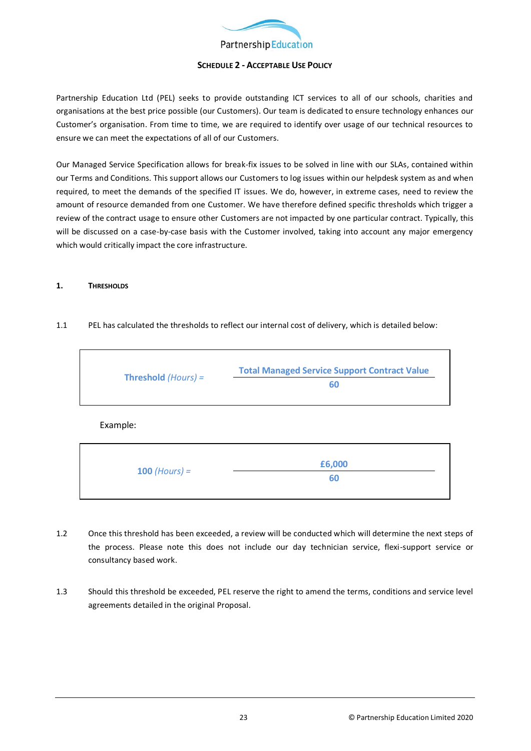# Schedule 2 - Acceptable Use Policy

Partnership Education Ltd (PEL) seeks to provide outstanding ICT services to all of our schools, charities and organisations at the best price possible (our Customers). Our team is dedicated to ensure technology enhances our Customer's organisation. From time to time, we are required to identify over usage of our technical resources to ensure we can meet the expectations of all of our Customers.

Our Managed Service Specification allows for break-fix issues to be solved in line with our SLAs, contained within our Terms and Conditions. This support allows our Customers to log issues within our helpdesk system as and when required, to meet the demands of the specified IT issues. We do, however, in extreme cases, need to review the amount of resource demanded from one Customer. We have therefore defined specific thresholds which trigger a review of the contract usage to ensure other Customers are not impacted by one particular contract. Typically, this will be discussed on a case-by-case basis with the Customer involved, taking into account any major emergency which would critically impact the core infrastructure.

## 1. Thresholds

1.1 PEL has calculated the thresholds to reflect our internal cost of delivery, which is detailed below:

$$\textbf{Threshold } \textit{(Hours)} = \frac{\textbf{Total Managed Service Support Contract Value}}{\textbf{60}}$$

Example:

$$\textbf{100 } \textit{(Hours)} = \frac{\textbf{£6,000}}{\textbf{60}}$$

1.2 Once this threshold has been exceeded, a review will be conducted which will determine the next steps of the process. Please note this does not include our day technician service, flexi-support service or consultancy based work.

1.3 Should this threshold be exceeded, PEL reserve the right to amend the terms, conditions and service level agreements detailed in the original Proposal.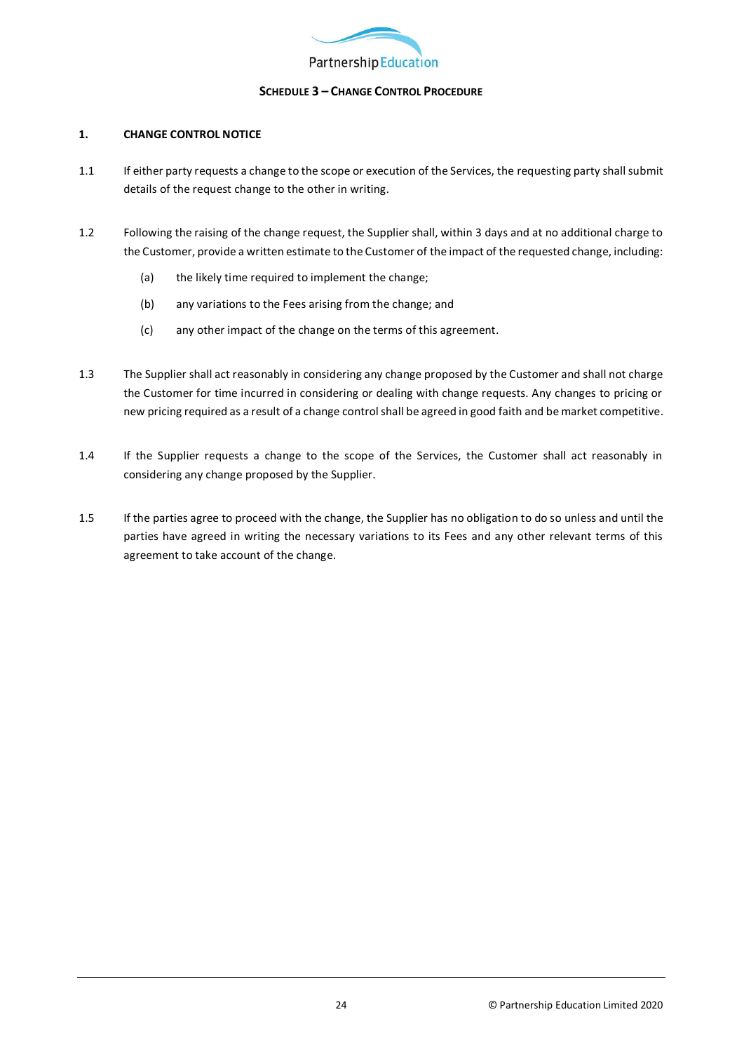## SCHEDULE 3 – CHANGE CONTROL PROCEDURE

### 1. CHANGE CONTROL NOTICE

1.1 If either party requests a change to the scope or execution of the Services, the requesting party shall submit details of the request change to the other in writing.

1.2 Following the raising of the change request, the Supplier shall, within 3 days and at no additional charge to the Customer, provide a written estimate to the Customer of the impact of the requested change, including:

(a) the likely time required to implement the change;

(b) any variations to the Fees arising from the change; and

(c) any other impact of the change on the terms of this agreement.

1.3 The Supplier shall act reasonably in considering any change proposed by the Customer and shall not charge the Customer for time incurred in considering or dealing with change requests. Any changes to pricing or new pricing required as a result of a change control shall be agreed in good faith and be market competitive.

1.4 If the Supplier requests a change to the scope of the Services, the Customer shall act reasonably in considering any change proposed by the Supplier.

1.5 If the parties agree to proceed with the change, the Supplier has no obligation to do so unless and until the parties have agreed in writing the necessary variations to its Fees and any other relevant terms of this agreement to take account of the change.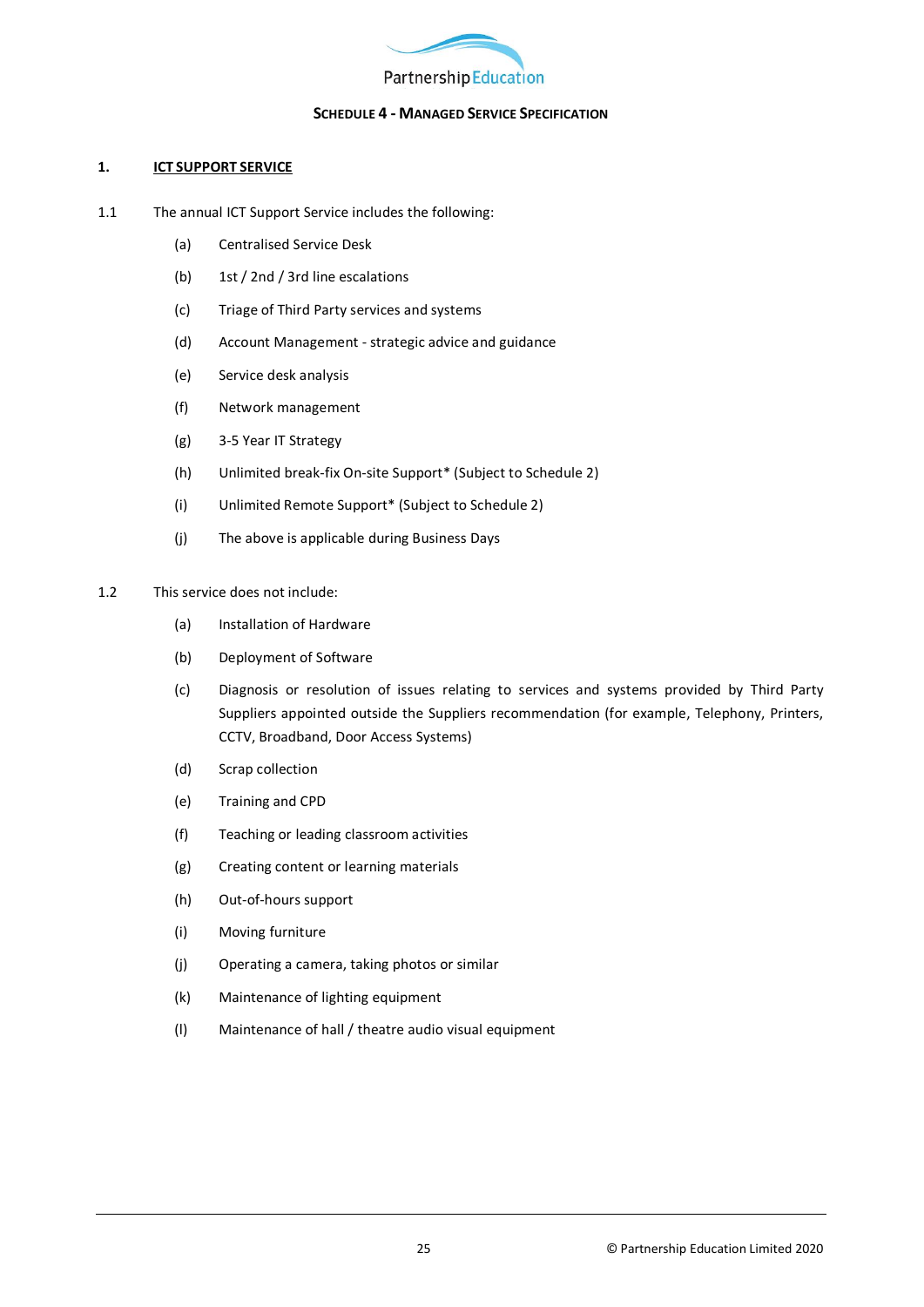Partnership Education

**SCHEDULE 4 - MANAGED SERVICE SPECIFICATION**

## 1. ICT SUPPORT SERVICE

1.1 The annual ICT Support Service includes the following:

(a) Centralised Service Desk

(b) 1st / 2nd / 3rd line escalations

(c) Triage of Third Party services and systems

(d) Account Management - strategic advice and guidance

(e) Service desk analysis

(f) Network management

(g) 3-5 Year IT Strategy

(h) Unlimited break-fix On-site Support* (Subject to Schedule 2)

(i) Unlimited Remote Support* (Subject to Schedule 2)

(j) The above is applicable during Business Days

1.2 This service does not include:

(a) Installation of Hardware

(b) Deployment of Software

(c) Diagnosis or resolution of issues relating to services and systems provided by Third Party Suppliers appointed outside the Suppliers recommendation (for example, Telephony, Printers, CCTV, Broadband, Door Access Systems)

(d) Scrap collection

(e) Training and CPD

(f) Teaching or leading classroom activities

(g) Creating content or learning materials

(h) Out-of-hours support

(i) Moving furniture

(j) Operating a camera, taking photos or similar

(k) Maintenance of lighting equipment

(l) Maintenance of hall / theatre audio visual equipment

© Partnership Education Limited 2020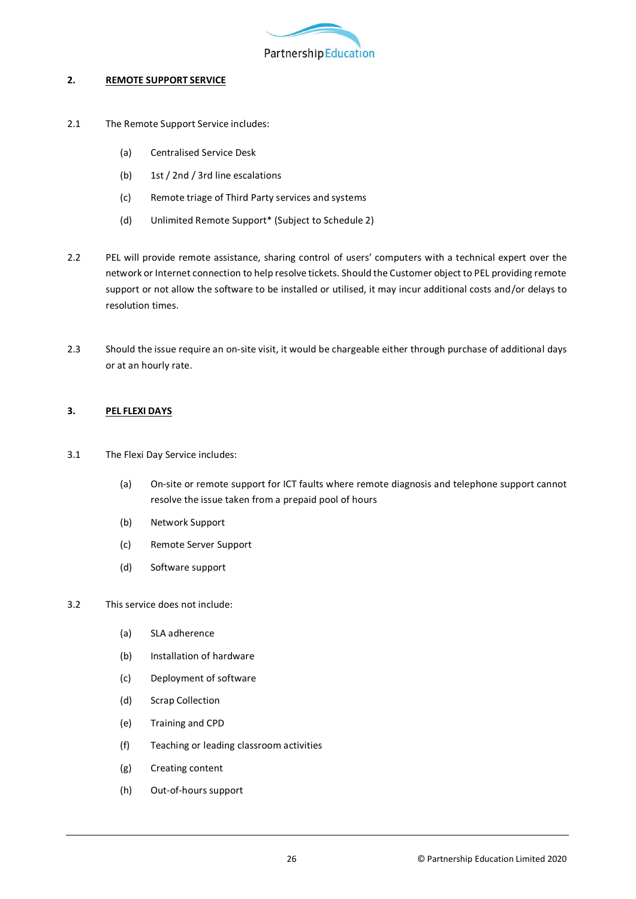## 2. REMOTE SUPPORT SERVICE

2.1 The Remote Support Service includes:

(a) Centralised Service Desk

(b) 1st / 2nd / 3rd line escalations

(c) Remote triage of Third Party services and systems

(d) Unlimited Remote Support* (Subject to Schedule 2)

2.2 PEL will provide remote assistance, sharing control of users' computers with a technical expert over the network or Internet connection to help resolve tickets. Should the Customer object to PEL providing remote support or not allow the software to be installed or utilised, it may incur additional costs and/or delays to resolution times.

2.3 Should the issue require an on-site visit, it would be chargeable either through purchase of additional days or at an hourly rate.

## 3. PEL FLEXI DAYS

3.1 The Flexi Day Service includes:

(a) On-site or remote support for ICT faults where remote diagnosis and telephone support cannot resolve the issue taken from a prepaid pool of hours

(b) Network Support

(c) Remote Server Support

(d) Software support

3.2 This service does not include:

(a) SLA adherence

(b) Installation of hardware

(c) Deployment of software

(d) Scrap Collection

(e) Training and CPD

(f) Teaching or leading classroom activities

(g) Creating content

(h) Out-of-hours support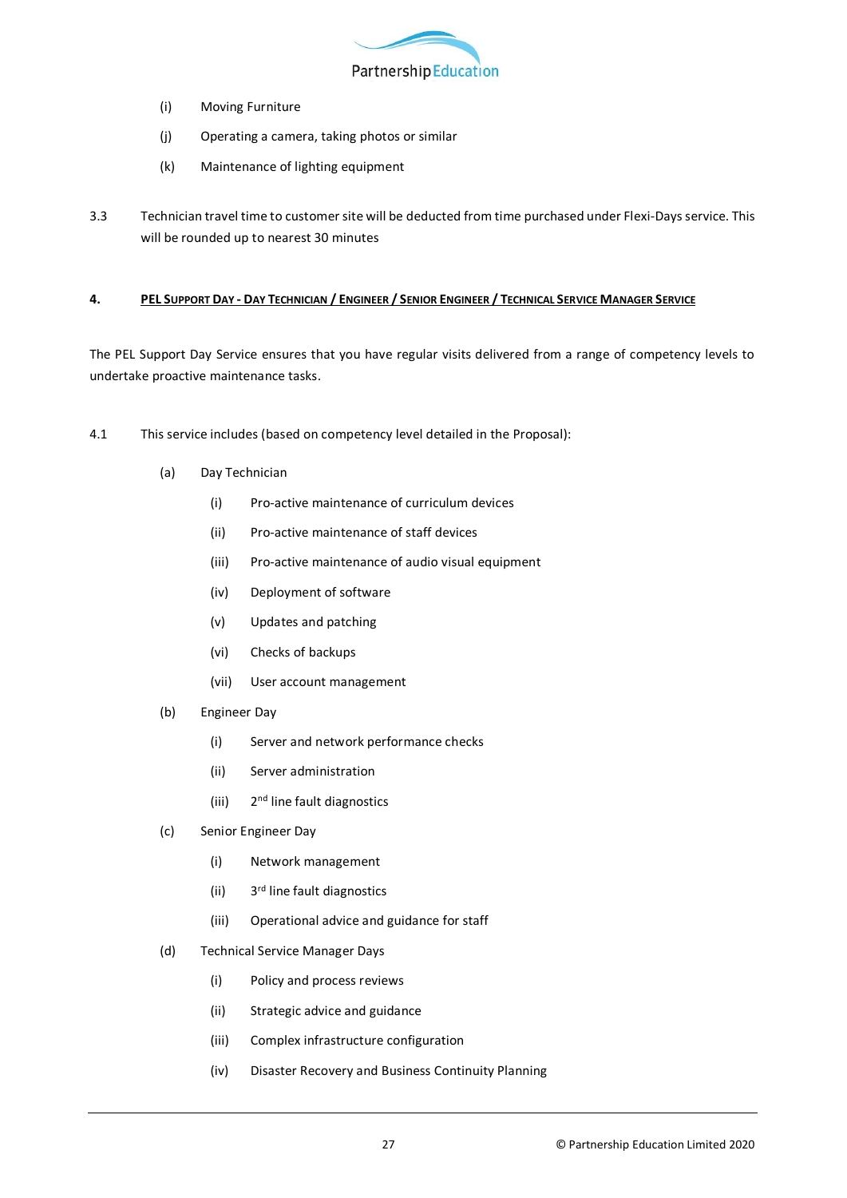(i) Moving Furniture

(j) Operating a camera, taking photos or similar

(k) Maintenance of lighting equipment

3.3 Technician travel time to customer site will be deducted from time purchased under Flexi-Days service. This will be rounded up to nearest 30 minutes

## 4. PEL SUPPORT DAY - DAY TECHNICIAN / ENGINEER / SENIOR ENGINEER / TECHNICAL SERVICE MANAGER SERVICE

The PEL Support Day Service ensures that you have regular visits delivered from a range of competency levels to undertake proactive maintenance tasks.

4.1 This service includes (based on competency level detailed in the Proposal):

(a) Day Technician

- (i) Pro-active maintenance of curriculum devices
- (ii) Pro-active maintenance of staff devices
- (iii) Pro-active maintenance of audio visual equipment
- (iv) Deployment of software
- (v) Updates and patching
- (vi) Checks of backups
- (vii) User account management

(b) Engineer Day

- (i) Server and network performance checks
- (ii) Server administration
- (iii) 2nd line fault diagnostics

(c) Senior Engineer Day

- (i) Network management
- (ii) 3rd line fault diagnostics
- (iii) Operational advice and guidance for staff

(d) Technical Service Manager Days

- (i) Policy and process reviews
- (ii) Strategic advice and guidance
- (iii) Complex infrastructure configuration
- (iv) Disaster Recovery and Business Continuity Planning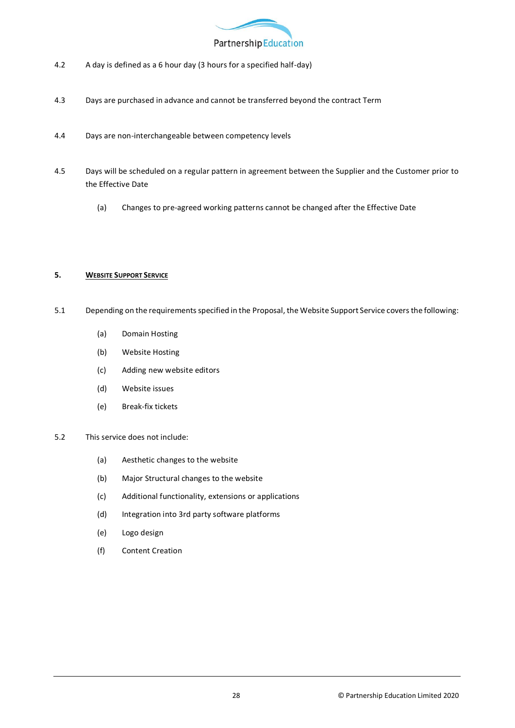4.2 A day is defined as a 6 hour day (3 hours for a specified half-day)

4.3 Days are purchased in advance and cannot be transferred beyond the contract Term

4.4 Days are non-interchangeable between competency levels

4.5 Days will be scheduled on a regular pattern in agreement between the Supplier and the Customer prior to the Effective Date

(a) Changes to pre-agreed working patterns cannot be changed after the Effective Date

## 5. WEBSITE SUPPORT SERVICE

5.1 Depending on the requirements specified in the Proposal, the Website Support Service covers the following:

(a) Domain Hosting

(b) Website Hosting

(c) Adding new website editors

(d) Website issues

(e) Break-fix tickets

5.2 This service does not include:

(a) Aesthetic changes to the website

(b) Major Structural changes to the website

(c) Additional functionality, extensions or applications

(d) Integration into 3rd party software platforms

(e) Logo design

(f) Content Creation